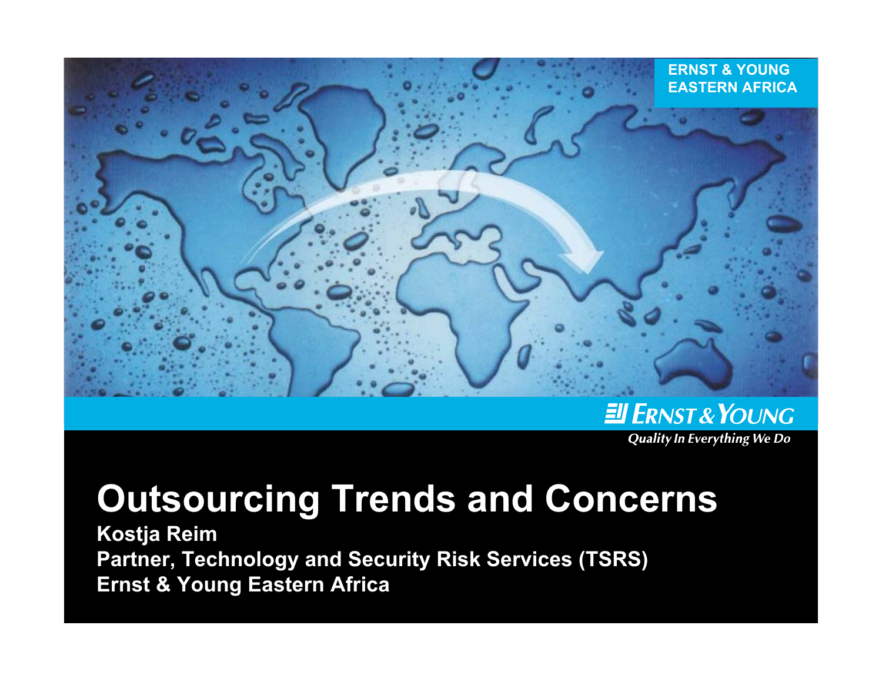ERNST & YOUNG
EASTERN AFRICA

Ernst & Young

*Quality In Everything We Do*

# Outsourcing Trends and Concerns

**Kostja Reim**
**Partner, Technology and Security Risk Services (TSRS)**
**Ernst & Young Eastern Africa**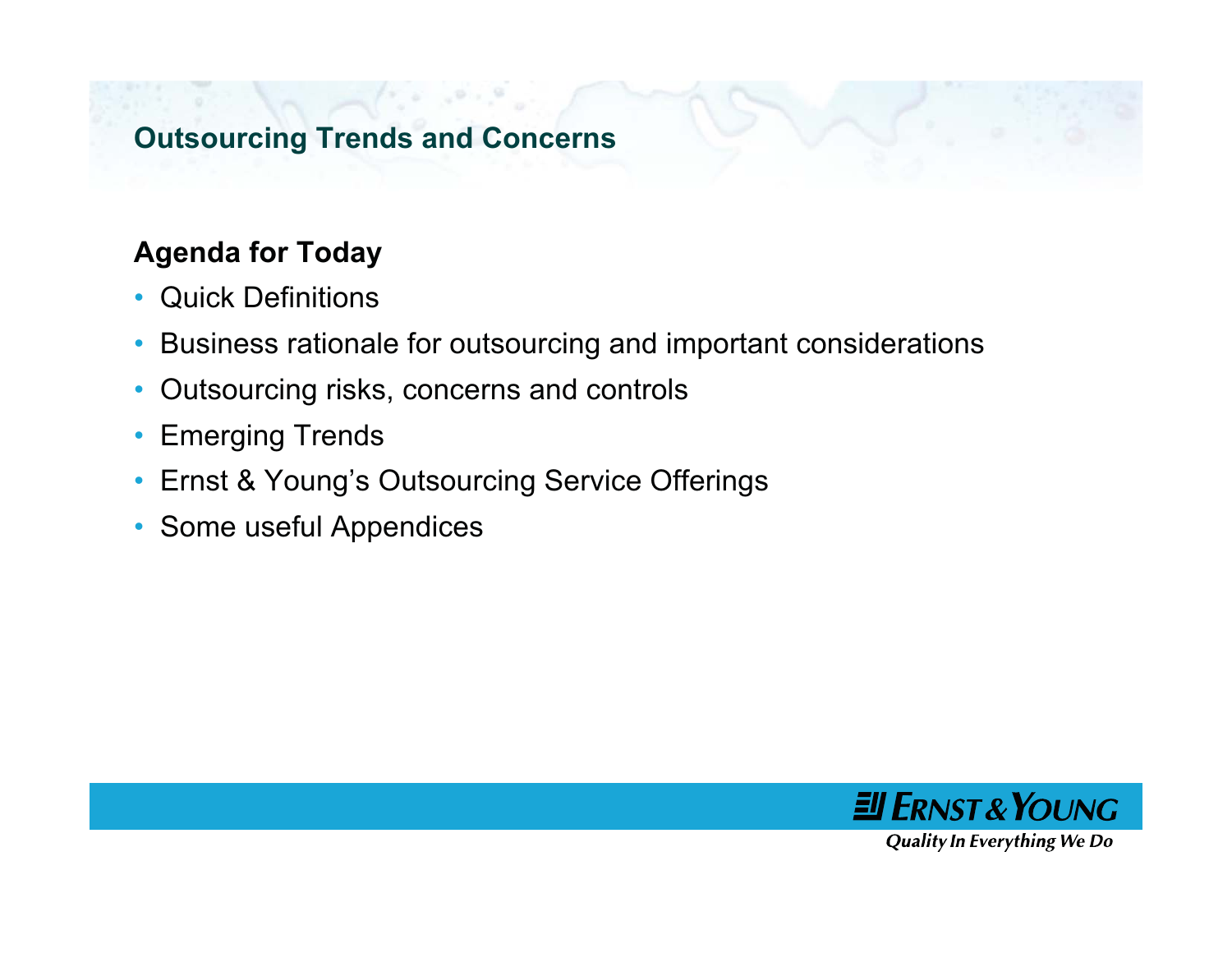## Agenda for Today

- Quick Definitions
- Business rationale for outsourcing and important considerations
- Outsourcing risks, concerns and controls
- Emerging Trends
- Ernst & Young's Outsourcing Service Offerings
- Some useful Appendices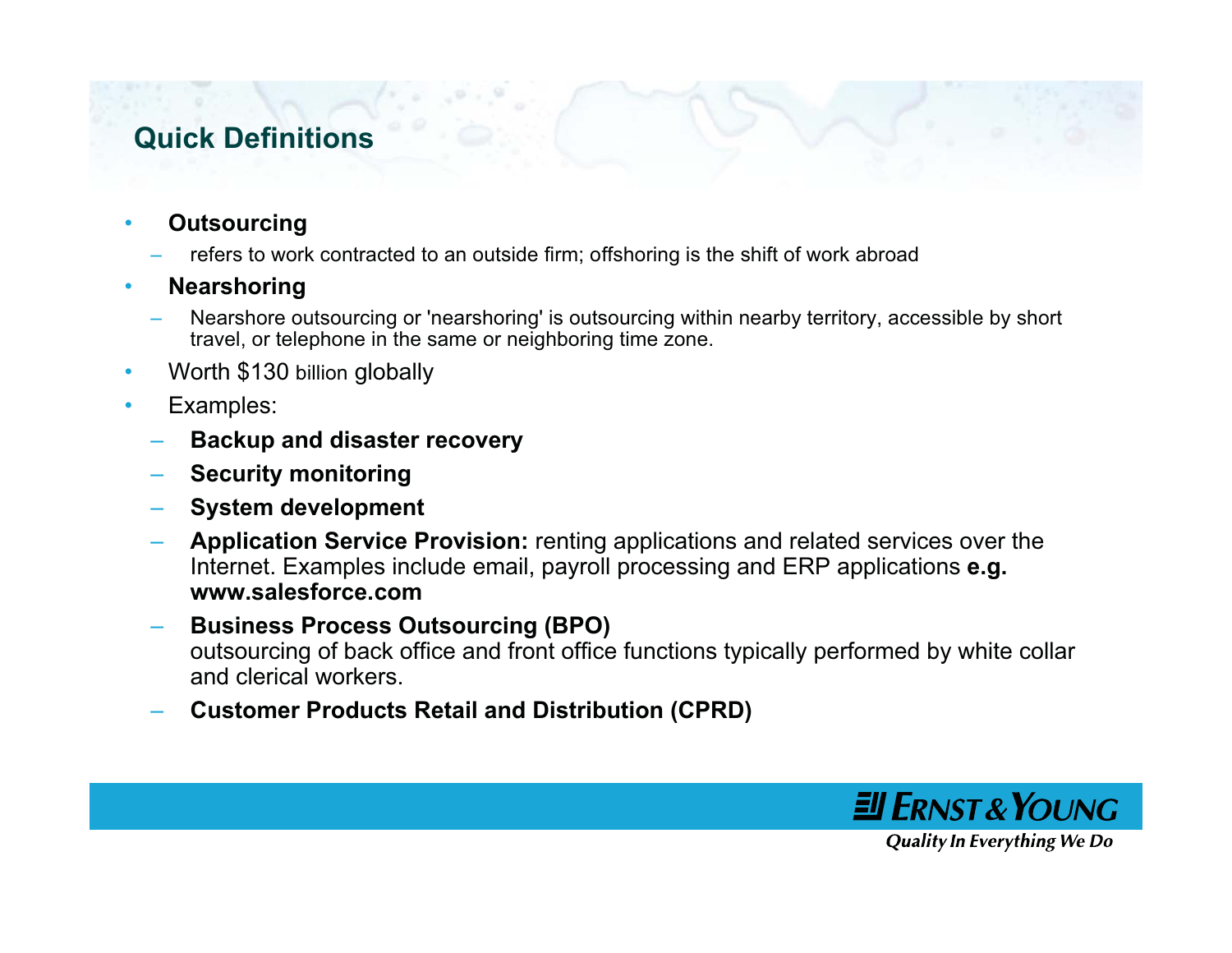## Quick Definitions

- **Outsourcing**
  - refers to work contracted to an outside firm; offshoring is the shift of work abroad
- **Nearshoring**
  - Nearshore outsourcing or 'nearshoring' is outsourcing within nearby territory, accessible by short travel, or telephone in the same or neighboring time zone.
- Worth $130 billion globally
- Examples:
  - **Backup and disaster recovery**
  - **Security monitoring**
  - **System development**
  - **Application Service Provision:** renting applications and related services over the Internet. Examples include email, payroll processing and ERP applications **e.g. www.salesforce.com**
  - **Business Process Outsourcing (BPO)**
    outsourcing of back office and front office functions typically performed by white collar and clerical workers.
  - **Customer Products Retail and Distribution (CPRD)**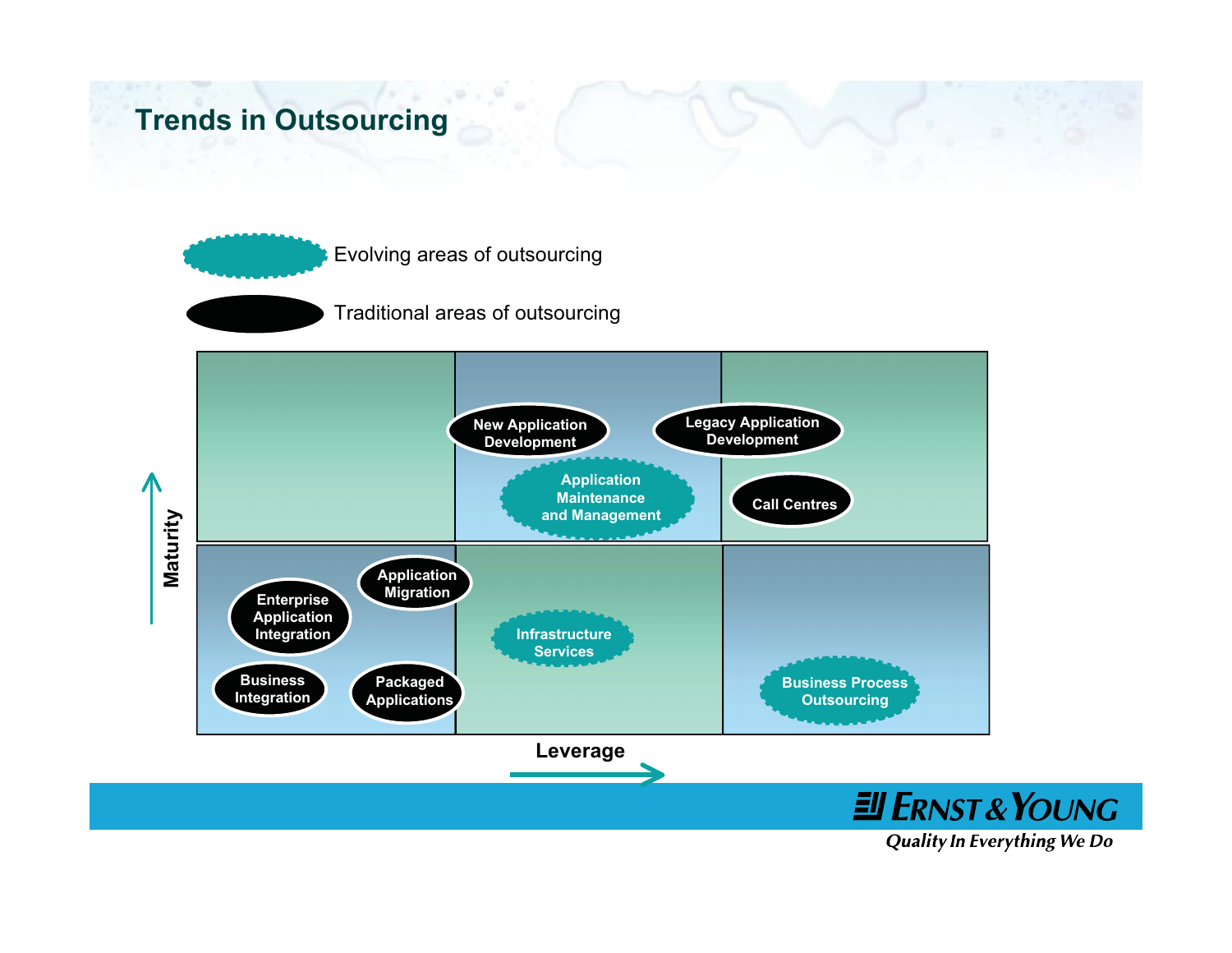# Trends in Outsourcing

- Evolving areas of outsourcing
- Traditional areas of outsourcing

**Maturity** (vertical axis) / **Leverage** (horizontal axis)

| | | |
|---|---|---|
| | New Application Development; Application Maintenance and Management | Legacy Application Development; Call Centres |
| Enterprise Application Integration; Application Migration; Business Integration; Packaged Applications | Infrastructure Services | Business Process Outsourcing |

Evolving areas: Application Maintenance and Management; Infrastructure Services; Business Process Outsourcing

Traditional areas: New Application Development; Legacy Application Development; Call Centres; Enterprise Application Integration; Application Migration; Business Integration; Packaged Applications

ERNST & YOUNG
*Quality In Everything We Do*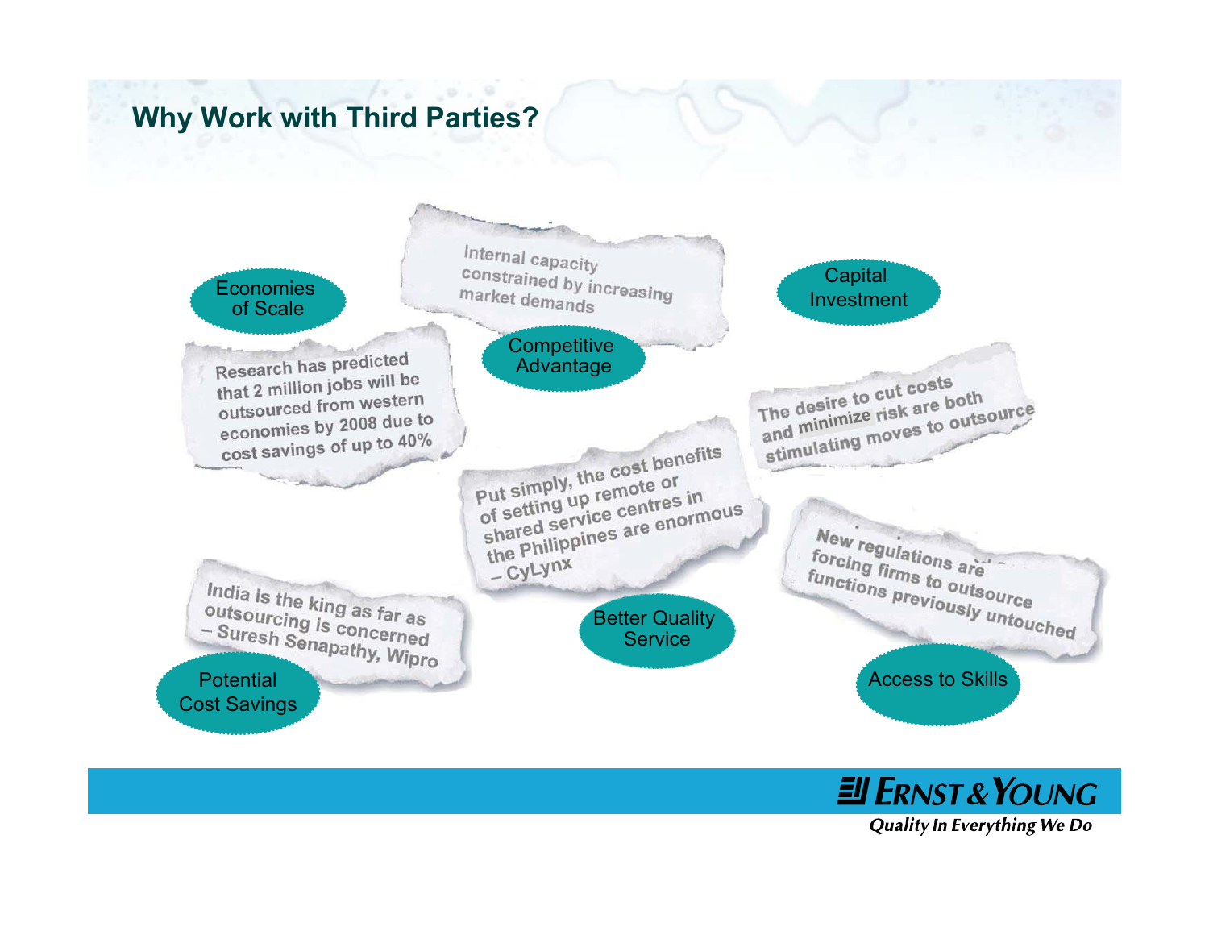## Why Work with Third Parties?

Economies of Scale

Internal capacity constrained by increasing market demands

Capital Investment

Competitive Advantage

Research has predicted that 2 million jobs will be outsourced from western economies by 2008 due to cost savings of up to 40%

The desire to cut costs and minimize risk are both stimulating moves to outsource

Put simply, the cost benefits of setting up remote or shared service centres in the Philippines are enormous – CyLynx

New regulations are forcing firms to outsource functions previously untouched

India is the king as far as outsourcing is concerned – Suresh Senapathy, Wipro

Better Quality Service

Potential Cost Savings

Access to Skills

Ernst & Young

*Quality In Everything We Do*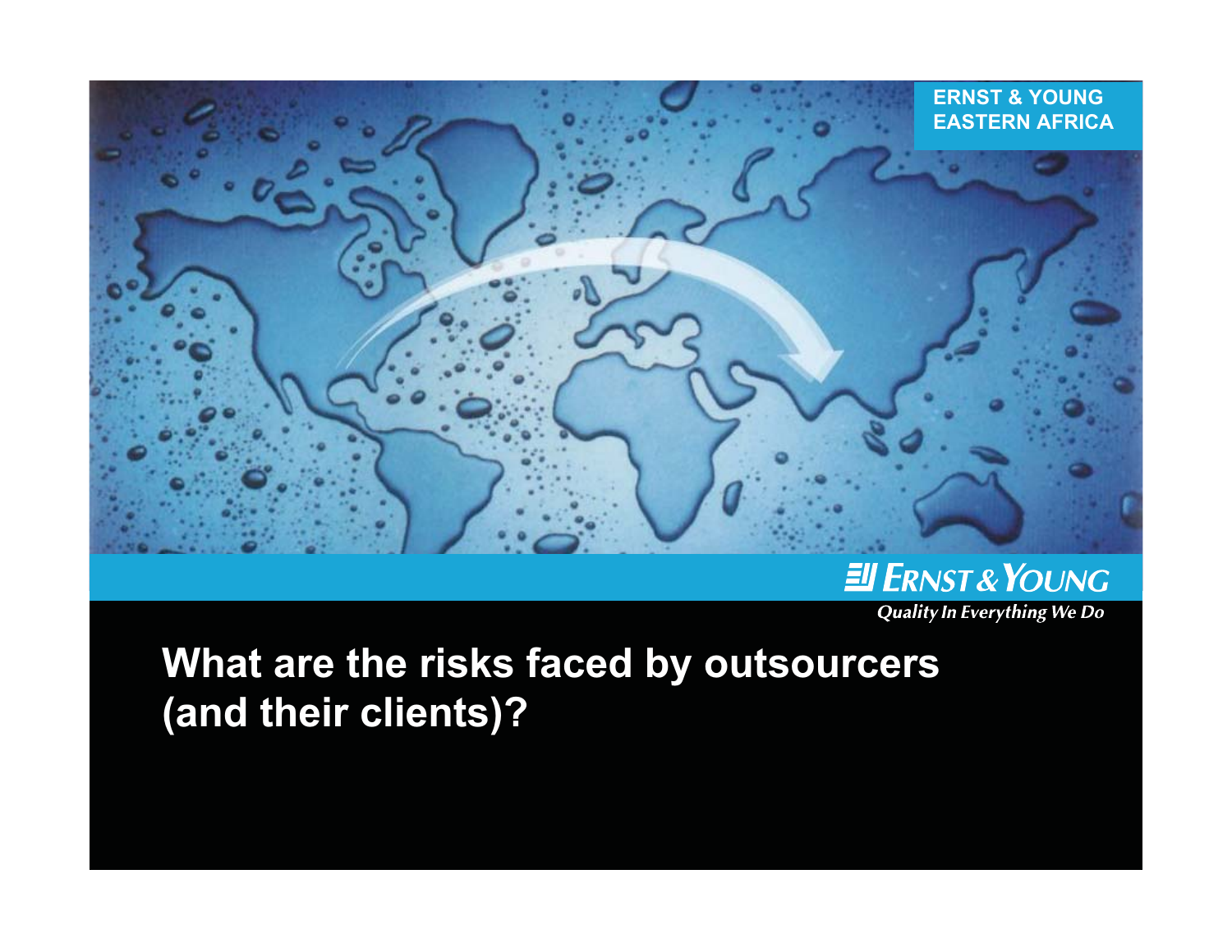ERNST & YOUNG
EASTERN AFRICA

ERNST & YOUNG

*Quality In Everything We Do*

# What are the risks faced by outsourcers (and their clients)?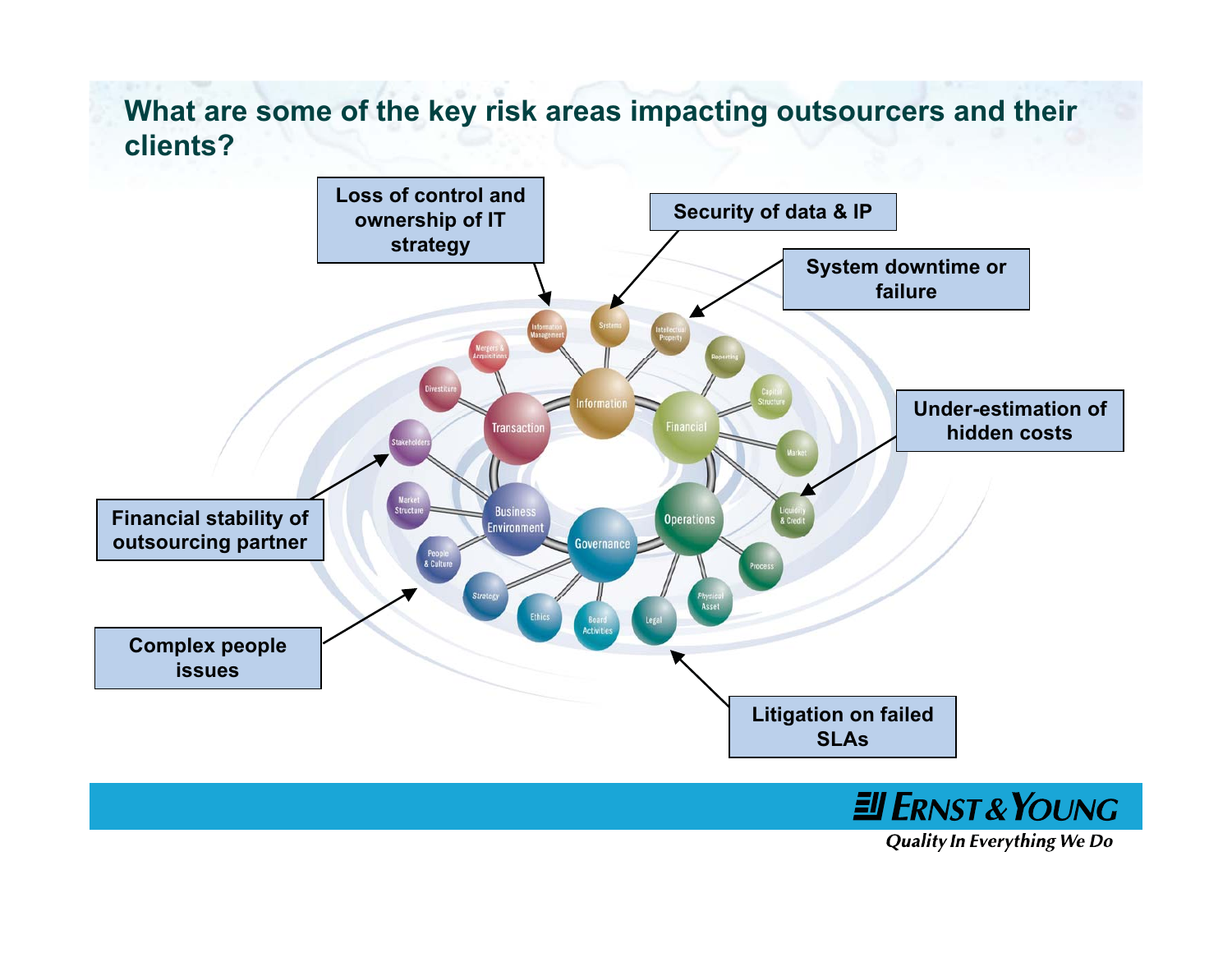## What are some of the key risk areas impacting outsourcers and their clients?

Loss of control and ownership of IT strategy

Security of data & IP

System downtime or failure

Under-estimation of hidden costs

Financial stability of outsourcing partner

Complex people issues

Litigation on failed SLAs

Transaction

Information

Financial

Business Environment

Governance

Operations

Mergers & Acquisitions

Information Management

Systems

Intellectual Property

Reporting

Capital Structure

Market

Liquidity & Credit

Process

Physical Asset

Legal

Board Activities

Ethics

Strategy

People & Culture

Market Structure

Stakeholders

Divestiture

ERNST & YOUNG

*Quality In Everything We Do*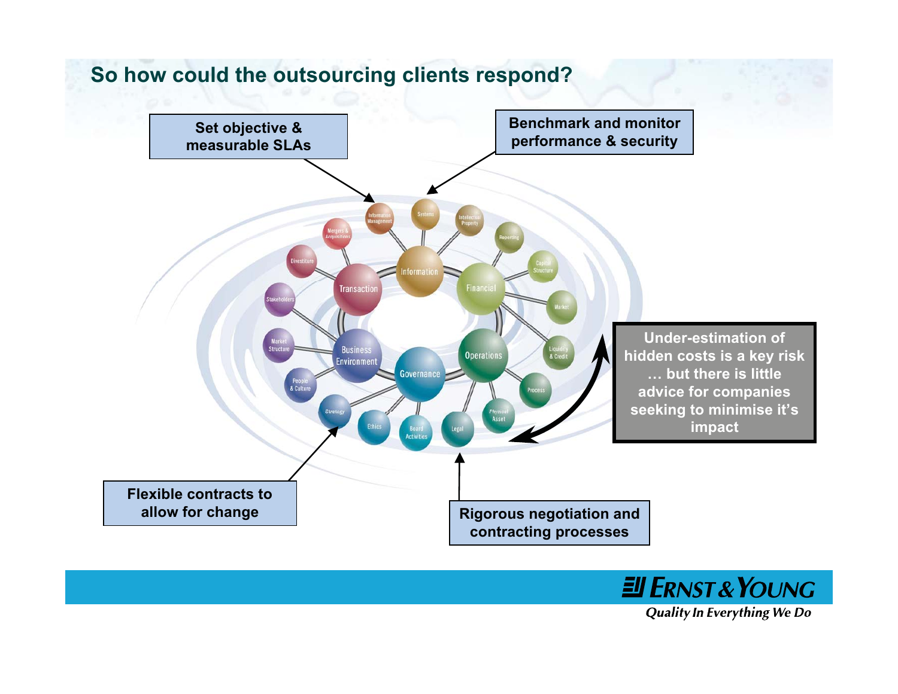## So how could the outsourcing clients respond?

**Set objective & measurable SLAs**

**Benchmark and monitor performance & security**

**Under-estimation of hidden costs is a key risk … but there is little advice for companies seeking to minimise it's impact**

**Flexible contracts to allow for change**

**Rigorous negotiation and contracting processes**

Information Management, Systems, Intellectual Property, Reporting, Capital Structure, Market, Liquidity & Credit, Process, Physical Asset, Legal, Board Activities, Ethics, Strategy, People & Culture, Market Structure, Stakeholders, Divestiture, Mergers & Acquisitions

Transaction, Information, Financial, Business Environment, Governance, Operations

ERNST & YOUNG

*Quality In Everything We Do*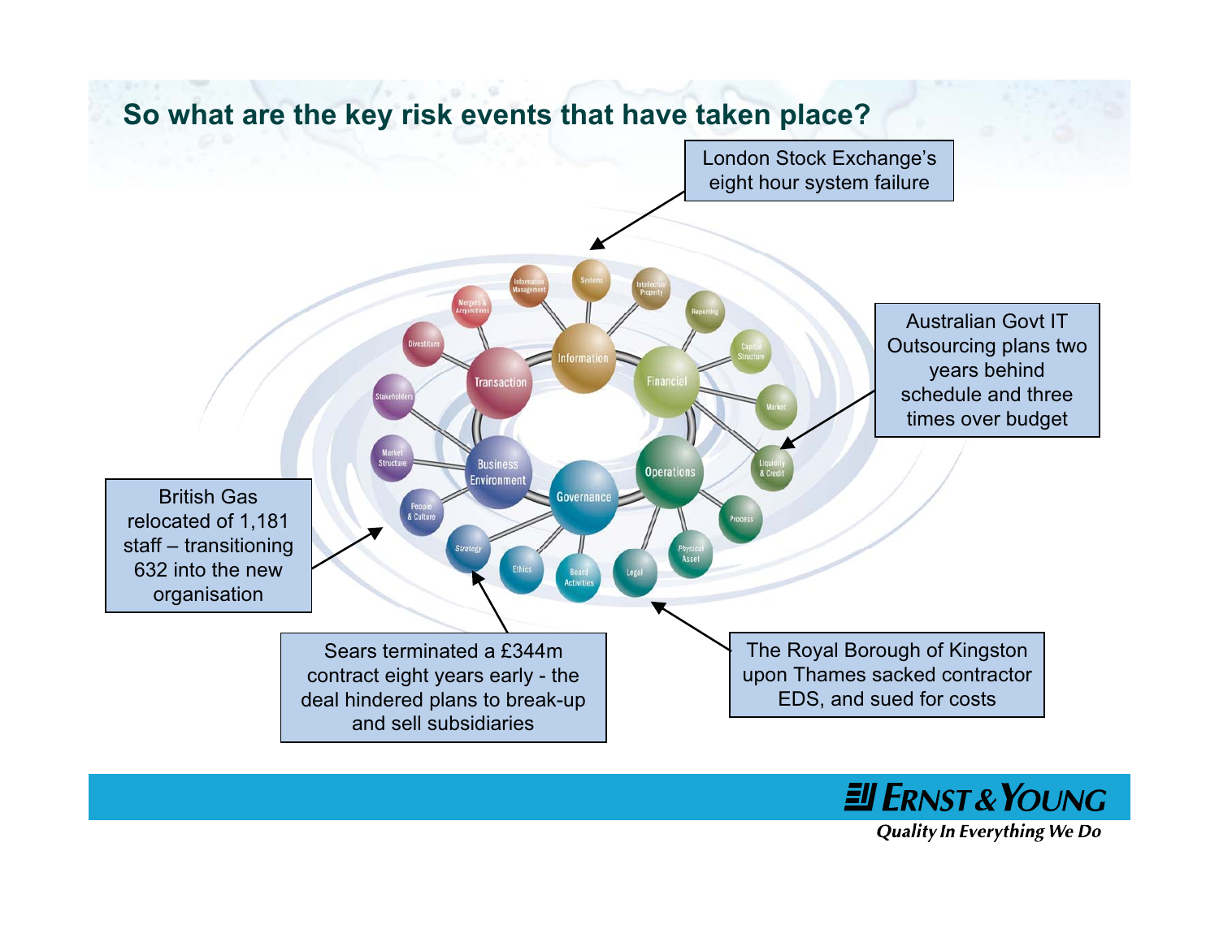## So what are the key risk events that have taken place?

London Stock Exchange's eight hour system failure

Australian Govt IT Outsourcing plans two years behind schedule and three times over budget

British Gas relocated of 1,181 staff – transitioning 632 into the new organisation

Sears terminated a £344m contract eight years early - the deal hindered plans to break-up and sell subsidiaries

The Royal Borough of Kingston upon Thames sacked contractor EDS, and sued for costs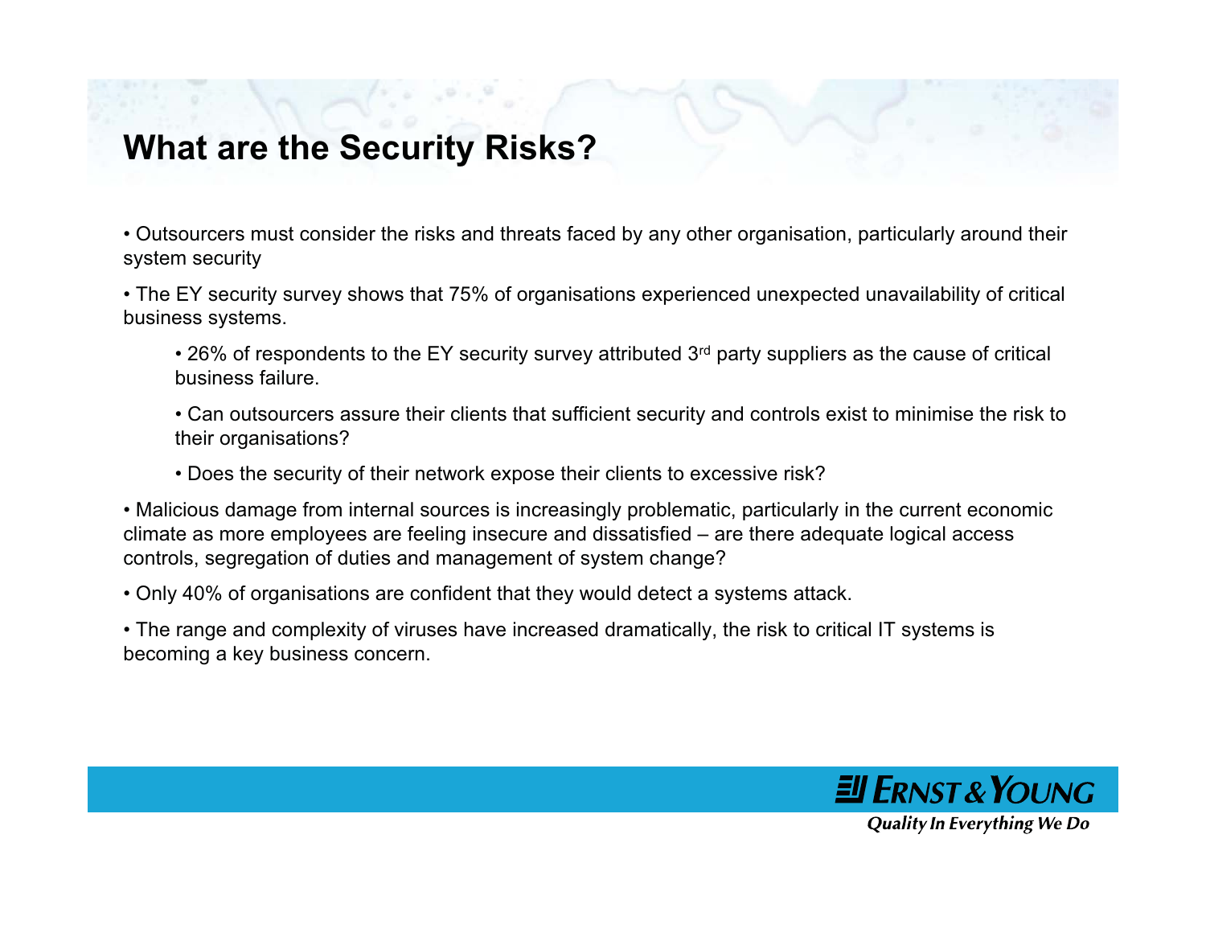# What are the Security Risks?

- Outsourcers must consider the risks and threats faced by any other organisation, particularly around their system security
- The EY security survey shows that 75% of organisations experienced unexpected unavailability of critical business systems.
  - 26% of respondents to the EY security survey attributed 3rd party suppliers as the cause of critical business failure.
  - Can outsourcers assure their clients that sufficient security and controls exist to minimise the risk to their organisations?
  - Does the security of their network expose their clients to excessive risk?
- Malicious damage from internal sources is increasingly problematic, particularly in the current economic climate as more employees are feeling insecure and dissatisfied – are there adequate logical access controls, segregation of duties and management of system change?
- Only 40% of organisations are confident that they would detect a systems attack.
- The range and complexity of viruses have increased dramatically, the risk to critical IT systems is becoming a key business concern.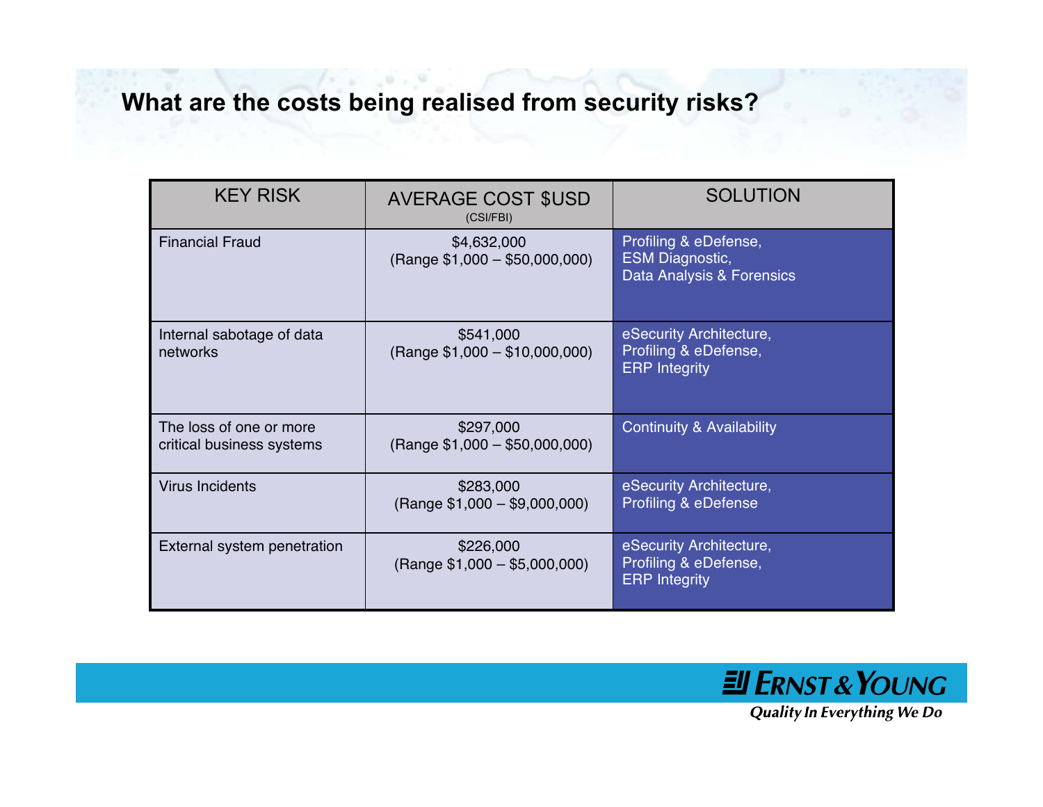## What are the costs being realised from security risks?

| KEY RISK | AVERAGE COST $USD (CSI/FBI) | SOLUTION |
|---|---|---|
| Financial Fraud | $4,632,000 (Range $1,000 – $50,000,000) | Profiling & eDefense, ESM Diagnostic, Data Analysis & Forensics |
| Internal sabotage of data networks | $541,000 (Range $1,000 – $10,000,000) | eSecurity Architecture, Profiling & eDefense, ERP Integrity |
| The loss of one or more critical business systems | $297,000 (Range $1,000 – $50,000,000) | Continuity & Availability |
| Virus Incidents | $283,000 (Range $1,000 – $9,000,000) | eSecurity Architecture, Profiling & eDefense |
| External system penetration | $226,000 (Range $1,000 – $5,000,000) | eSecurity Architecture, Profiling & eDefense, ERP Integrity |

Ernst & Young
*Quality In Everything We Do*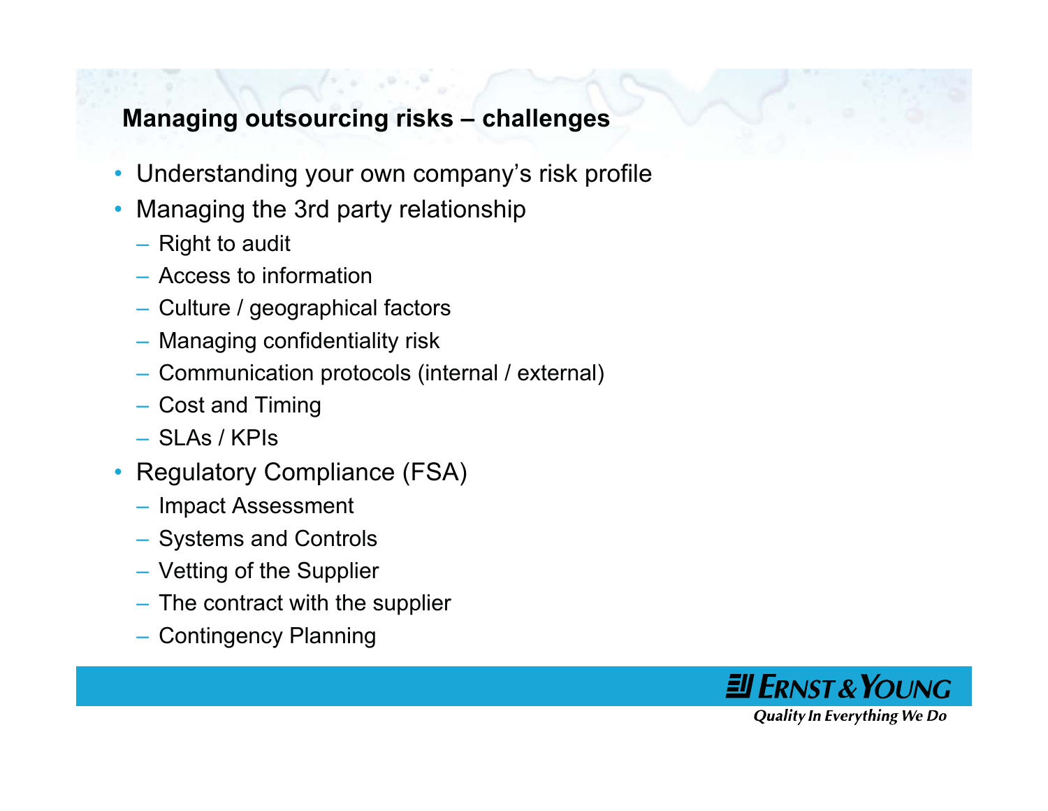## Managing outsourcing risks – challenges

- Understanding your own company's risk profile
- Managing the 3rd party relationship
  - Right to audit
  - Access to information
  - Culture / geographical factors
  - Managing confidentiality risk
  - Communication protocols (internal / external)
  - Cost and Timing
  - SLAs / KPIs
- Regulatory Compliance (FSA)
  - Impact Assessment
  - Systems and Controls
  - Vetting of the Supplier
  - The contract with the supplier
  - Contingency Planning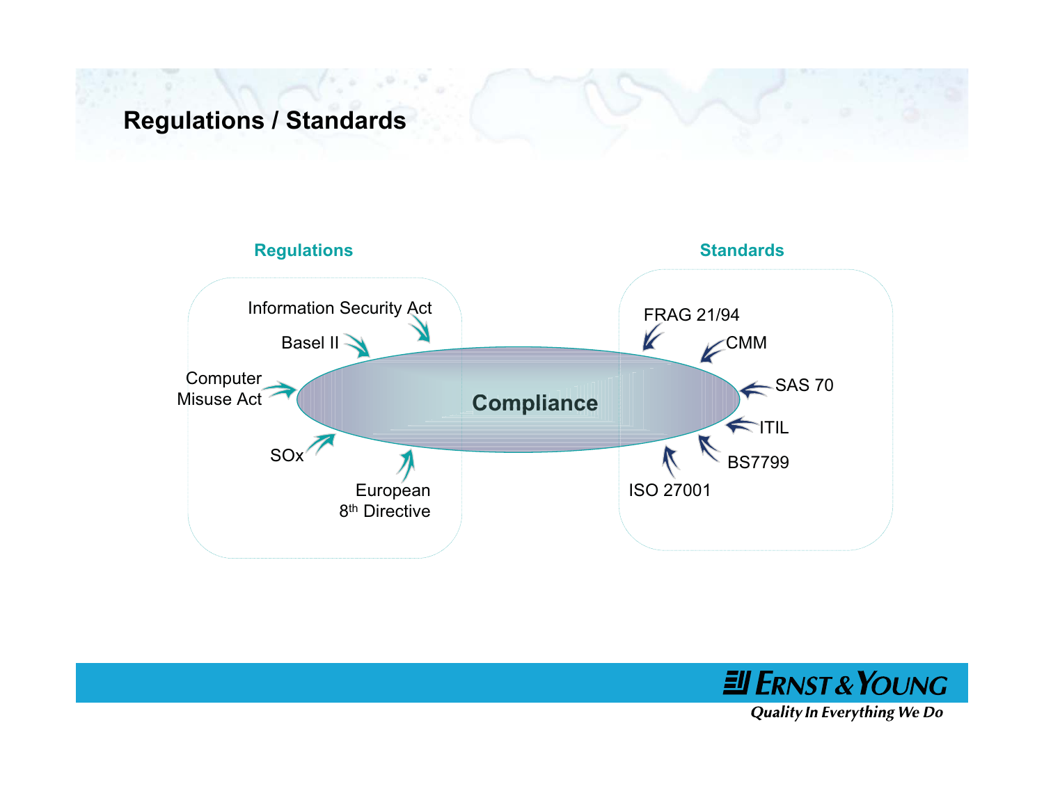# Regulations / Standards

**Regulations**

- Information Security Act
- Basel II
- Computer Misuse Act
- SOx
- European 8th Directive

**Compliance**

**Standards**

- FRAG 21/94
- CMM
- SAS 70
- ITIL
- BS7799
- ISO 27001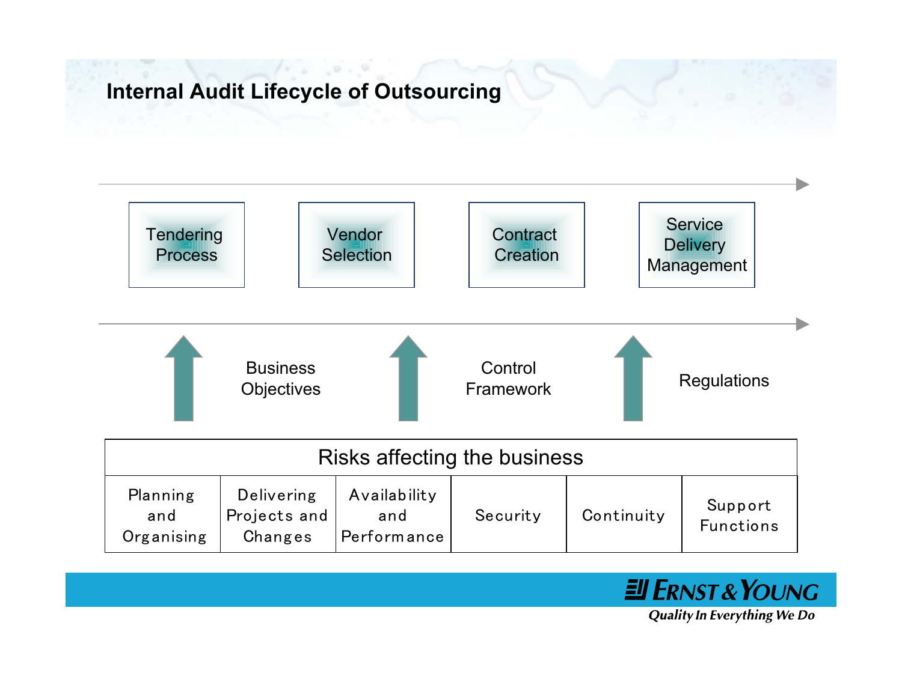# Internal Audit Lifecycle of Outsourcing

Tendering Process → Vendor Selection → Contract Creation → Service Delivery Management

Business Objectives

Control Framework

Regulations

| Risks affecting the business | | | | | |
|---|---|---|---|---|---|
| Planning and Organising | Delivering Projects and Changes | Availability and Performance | Security | Continuity | Support Functions |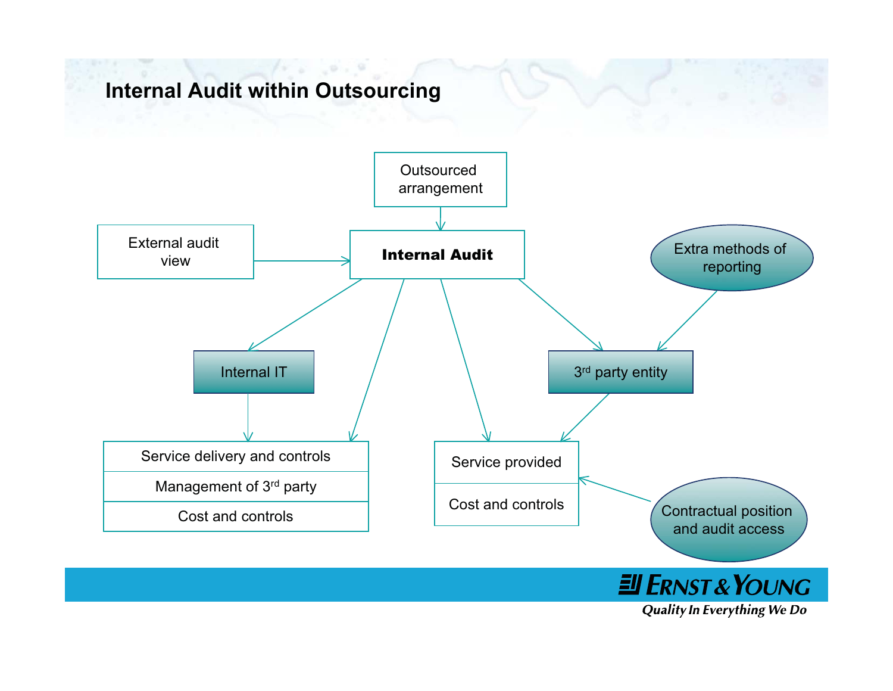# Internal Audit within Outsourcing

Outsourced arrangement

External audit view

**Internal Audit**

Extra methods of reporting

Internal IT

3rd party entity

| Service delivery and controls |
| --- |
| Management of 3rd party |
| Cost and controls |

| Service provided |
| --- |
| Cost and controls |

Contractual position and audit access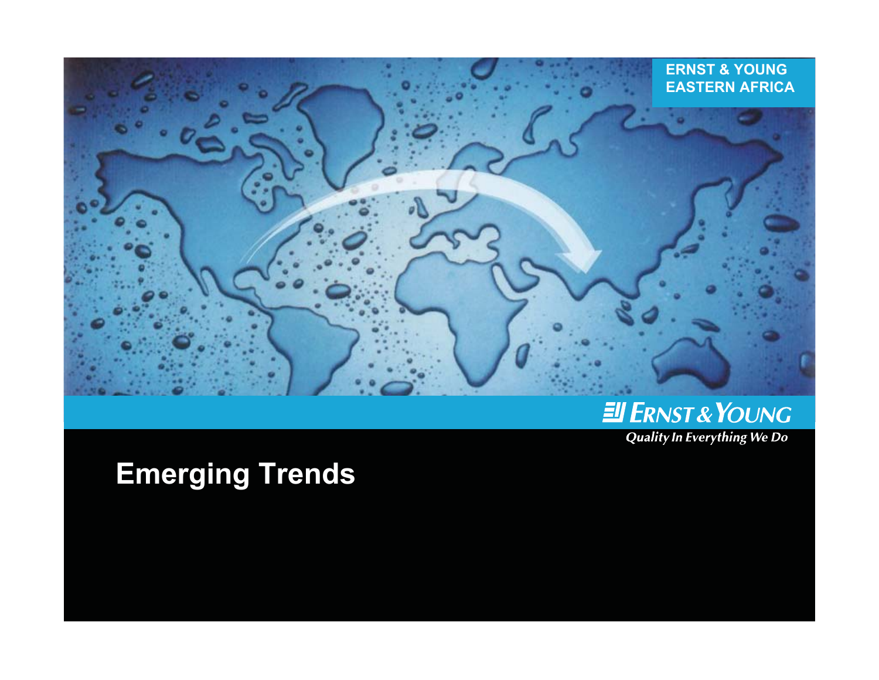ERNST & YOUNG
EASTERN AFRICA

Ernst & Young
*Quality In Everything We Do*

# Emerging Trends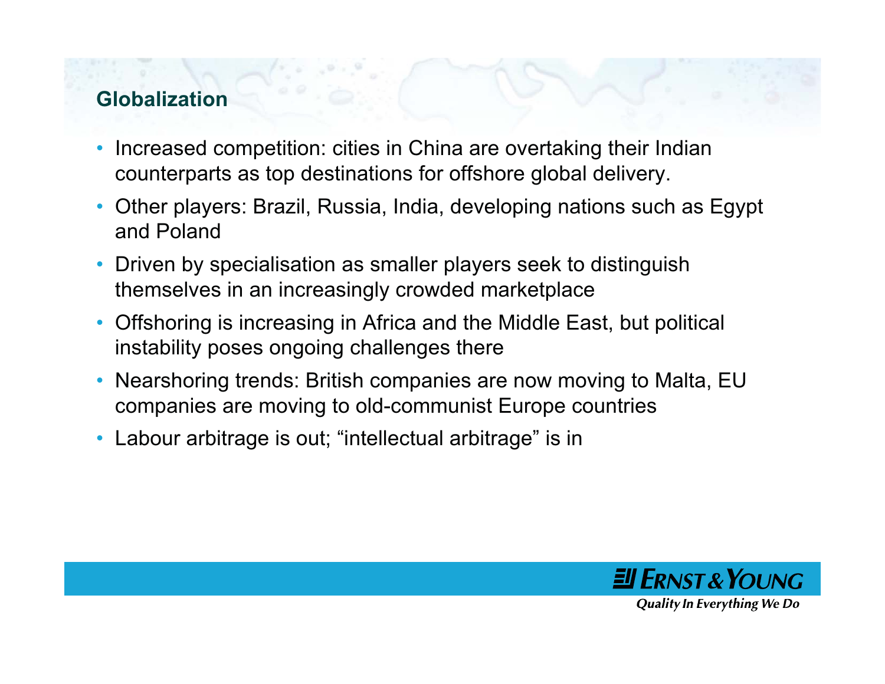## Globalization

- Increased competition: cities in China are overtaking their Indian counterparts as top destinations for offshore global delivery.
- Other players: Brazil, Russia, India, developing nations such as Egypt and Poland
- Driven by specialisation as smaller players seek to distinguish themselves in an increasingly crowded marketplace
- Offshoring is increasing in Africa and the Middle East, but political instability poses ongoing challenges there
- Nearshoring trends: British companies are now moving to Malta, EU companies are moving to old-communist Europe countries
- Labour arbitrage is out; “intellectual arbitrage” is in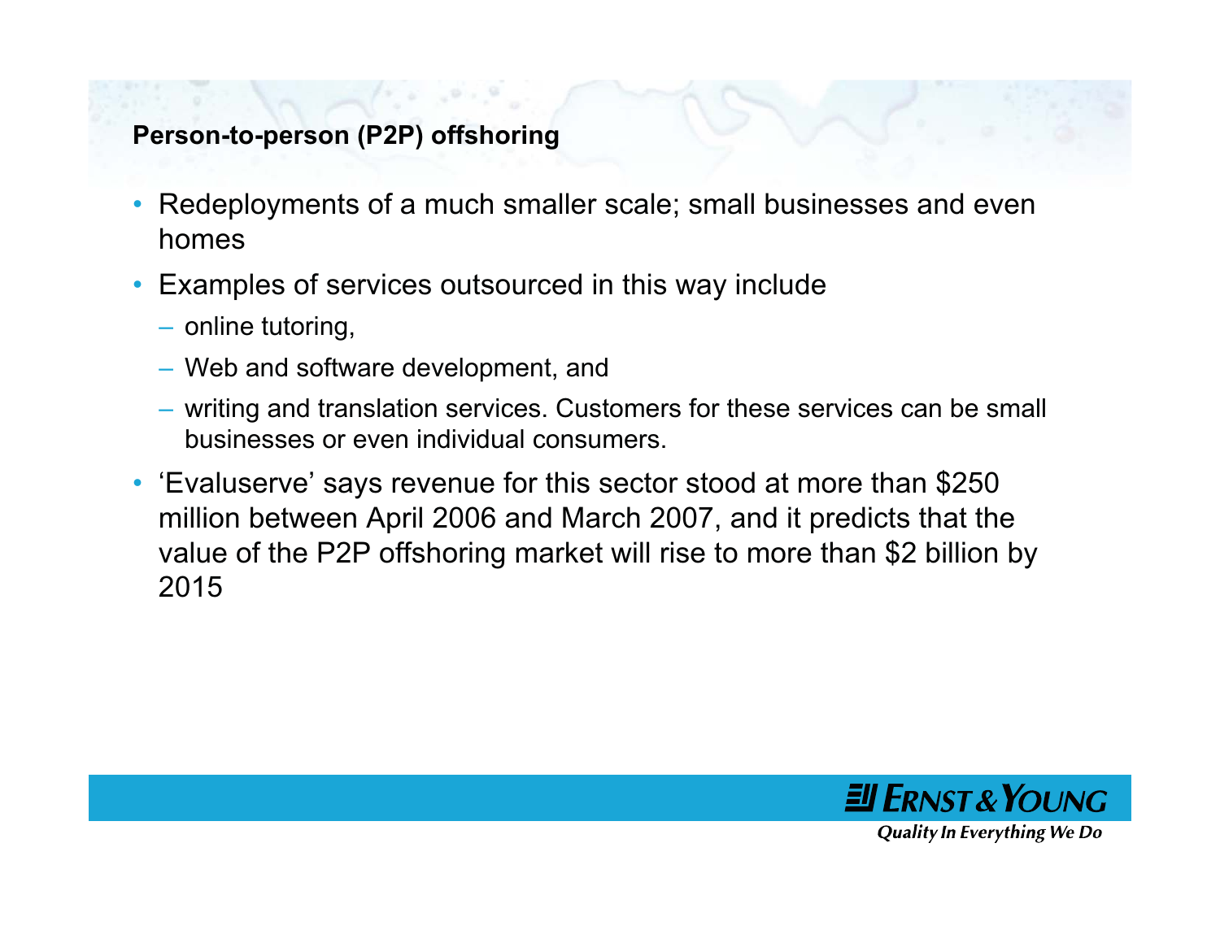## Person-to-person (P2P) offshoring

- Redeployments of a much smaller scale; small businesses and even homes
- Examples of services outsourced in this way include
  - online tutoring,
  - Web and software development, and
  - writing and translation services. Customers for these services can be small businesses or even individual consumers.
- ‘Evaluserve’ says revenue for this sector stood at more than $250 million between April 2006 and March 2007, and it predicts that the value of the P2P offshoring market will rise to more than $2 billion by 2015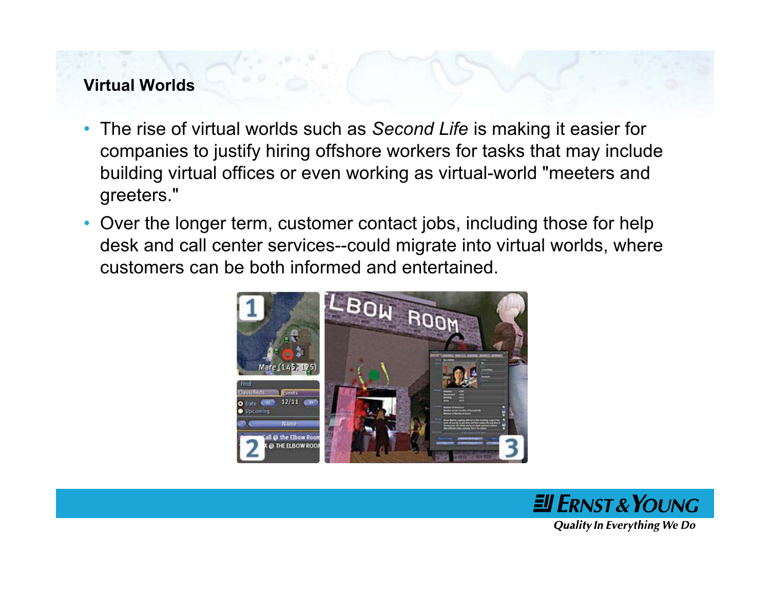## Virtual Worlds

- The rise of virtual worlds such as *Second Life* is making it easier for companies to justify hiring offshore workers for tasks that may include building virtual offices or even working as virtual-world "meeters and greeters."
- Over the longer term, customer contact jobs, including those for help desk and call center services--could migrate into virtual worlds, where customers can be both informed and entertained.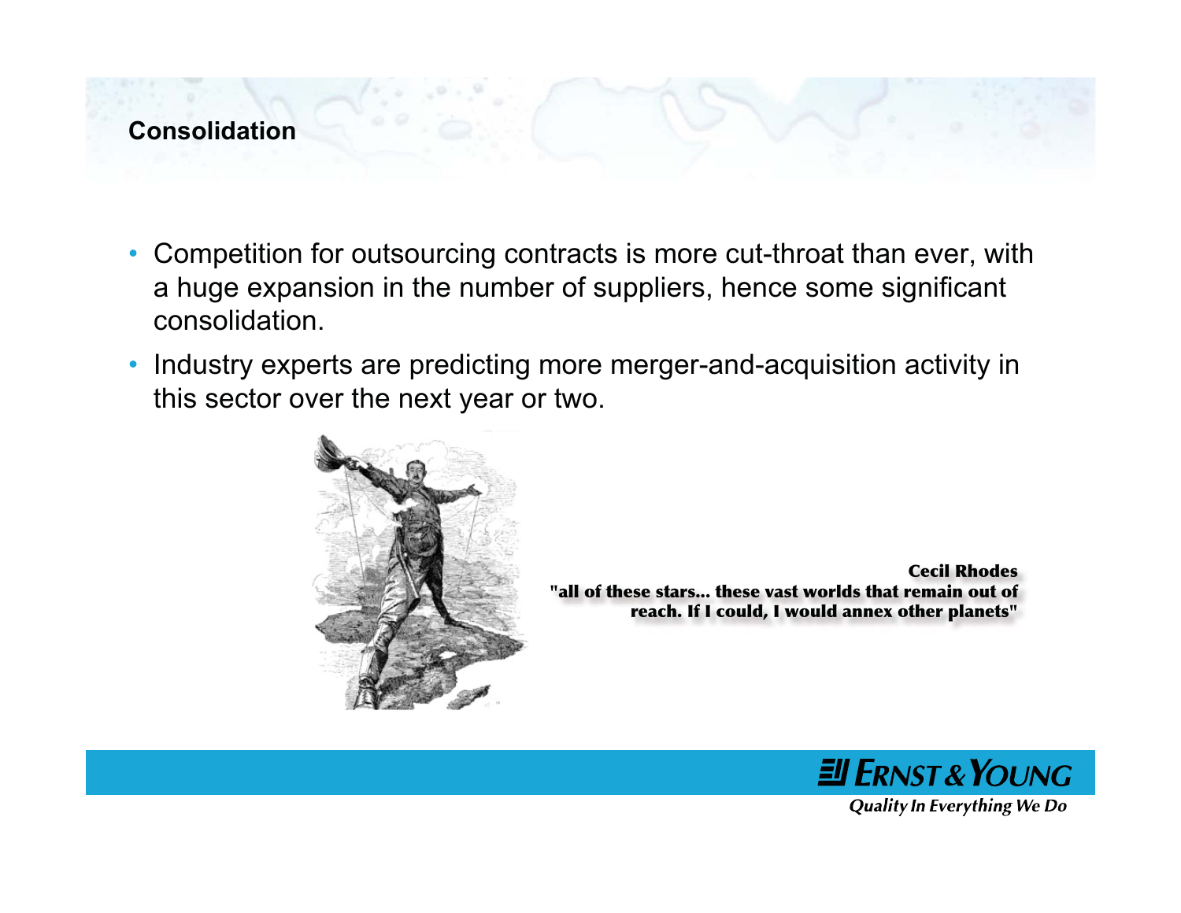## Consolidation

- Competition for outsourcing contracts is more cut-throat than ever, with a huge expansion in the number of suppliers, hence some significant consolidation.
- Industry experts are predicting more merger-and-acquisition activity in this sector over the next year or two.

**Cecil Rhodes**
**"all of these stars... these vast worlds that remain out of reach. If I could, I would annex other planets"**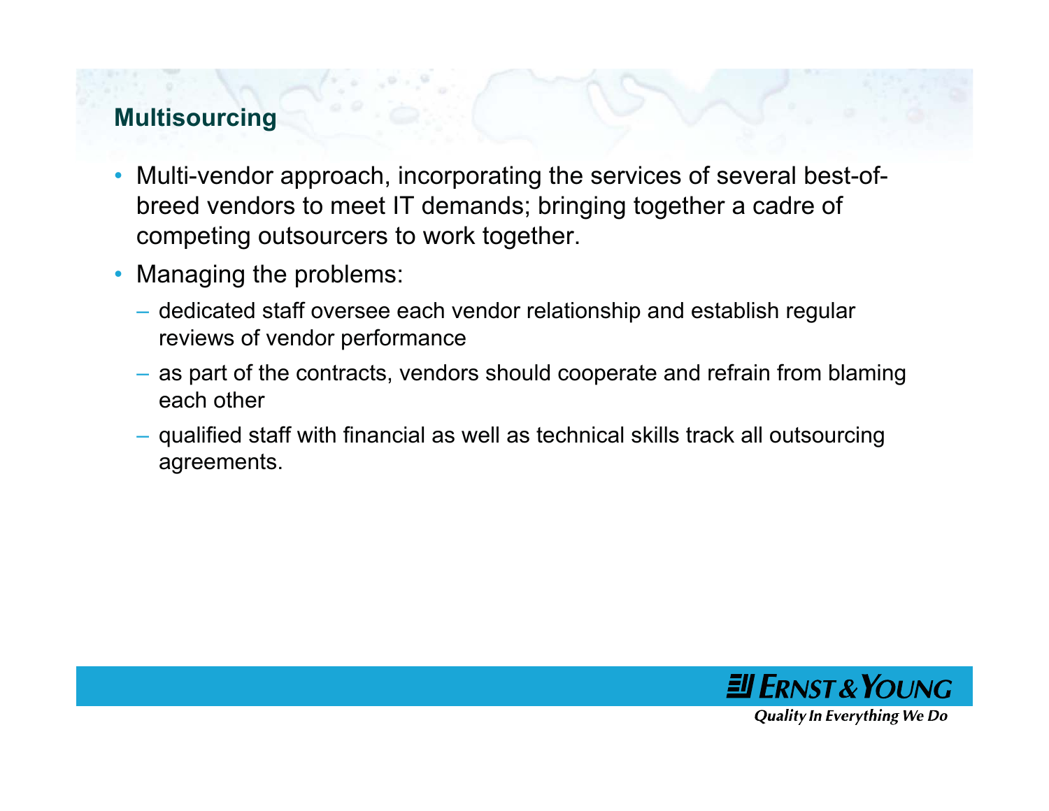## Multisourcing

- Multi-vendor approach, incorporating the services of several best-of-breed vendors to meet IT demands; bringing together a cadre of competing outsourcers to work together.
- Managing the problems:
  - dedicated staff oversee each vendor relationship and establish regular reviews of vendor performance
  - as part of the contracts, vendors should cooperate and refrain from blaming each other
  - qualified staff with financial as well as technical skills track all outsourcing agreements.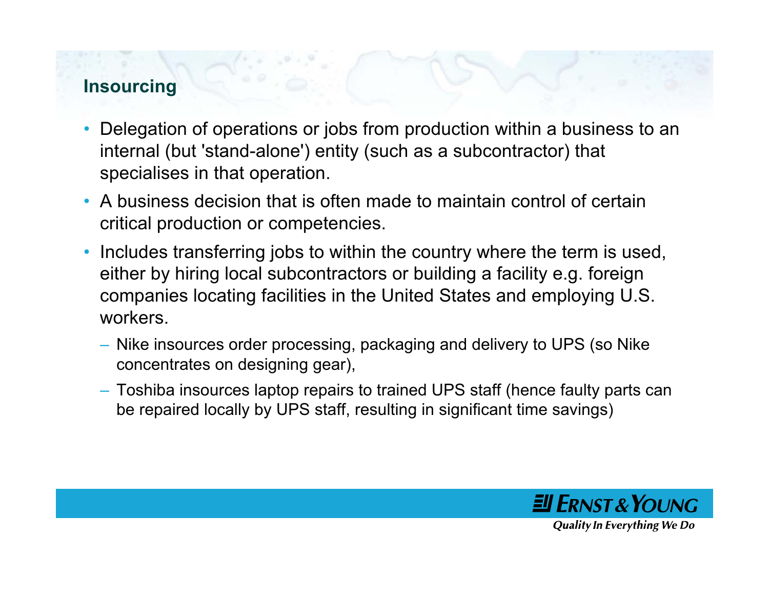## Insourcing

- Delegation of operations or jobs from production within a business to an internal (but 'stand-alone') entity (such as a subcontractor) that specialises in that operation.
- A business decision that is often made to maintain control of certain critical production or competencies.
- Includes transferring jobs to within the country where the term is used, either by hiring local subcontractors or building a facility e.g. foreign companies locating facilities in the United States and employing U.S. workers.
  - Nike insources order processing, packaging and delivery to UPS (so Nike concentrates on designing gear),
  - Toshiba insources laptop repairs to trained UPS staff (hence faulty parts can be repaired locally by UPS staff, resulting in significant time savings)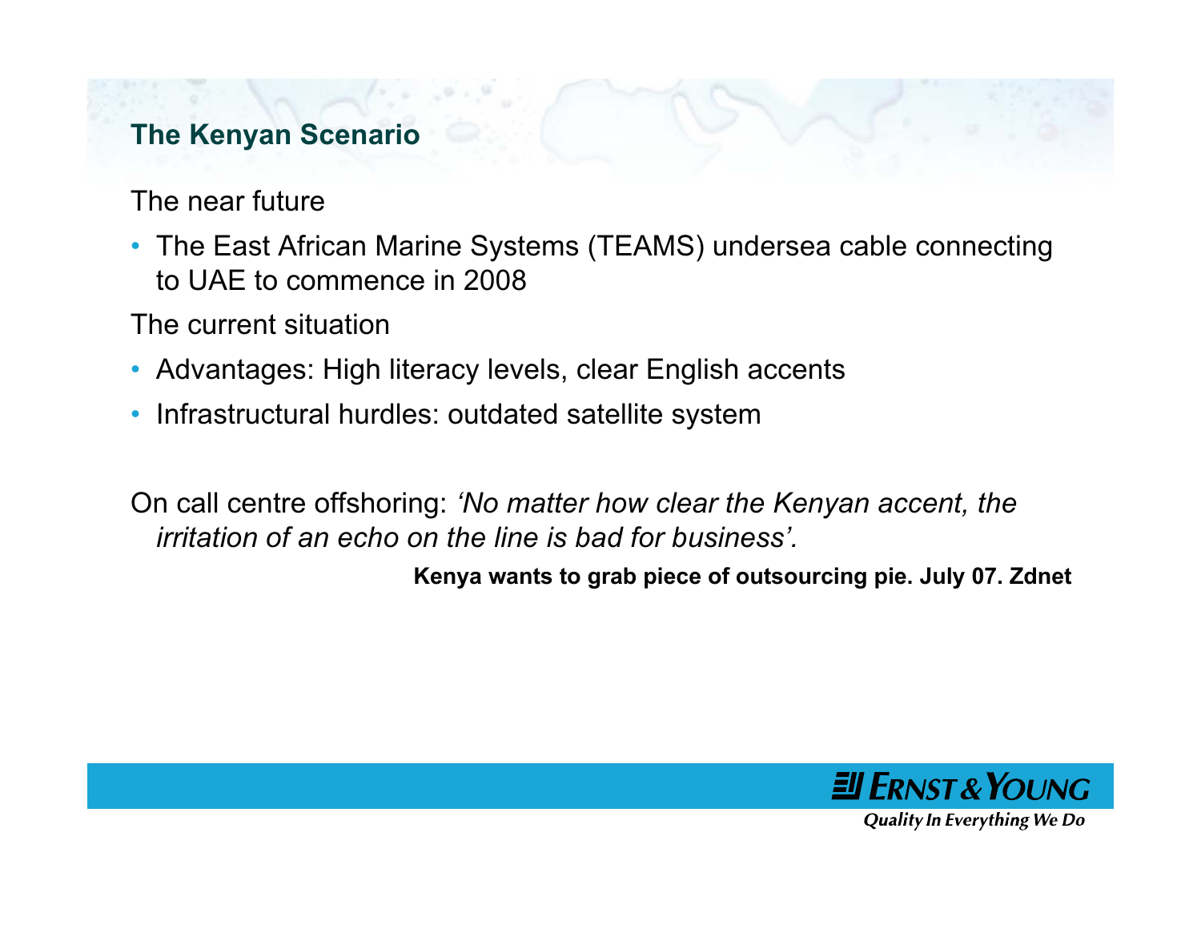## The Kenyan Scenario

The near future

- The East African Marine Systems (TEAMS) undersea cable connecting to UAE to commence in 2008

The current situation

- Advantages: High literacy levels, clear English accents
- Infrastructural hurdles: outdated satellite system

On call centre offshoring: *'No matter how clear the Kenyan accent, the irritation of an echo on the line is bad for business'.*

**Kenya wants to grab piece of outsourcing pie. July 07. Zdnet**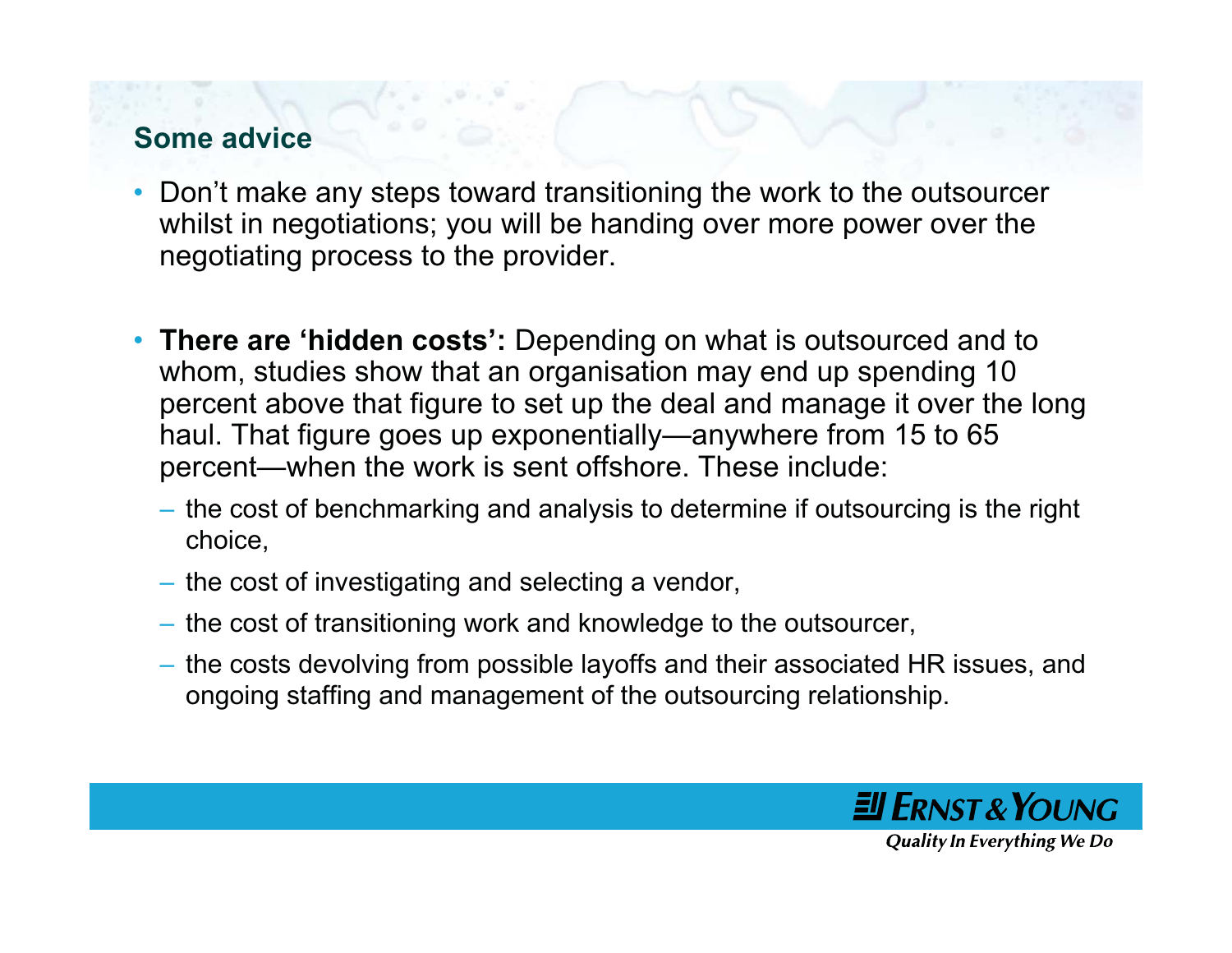## Some advice

- Don't make any steps toward transitioning the work to the outsourcer whilst in negotiations; you will be handing over more power over the negotiating process to the provider.

- **There are 'hidden costs':** Depending on what is outsourced and to whom, studies show that an organisation may end up spending 10 percent above that figure to set up the deal and manage it over the long haul. That figure goes up exponentially—anywhere from 15 to 65 percent—when the work is sent offshore. These include:
  - the cost of benchmarking and analysis to determine if outsourcing is the right choice,
  - the cost of investigating and selecting a vendor,
  - the cost of transitioning work and knowledge to the outsourcer,
  - the costs devolving from possible layoffs and their associated HR issues, and ongoing staffing and management of the outsourcing relationship.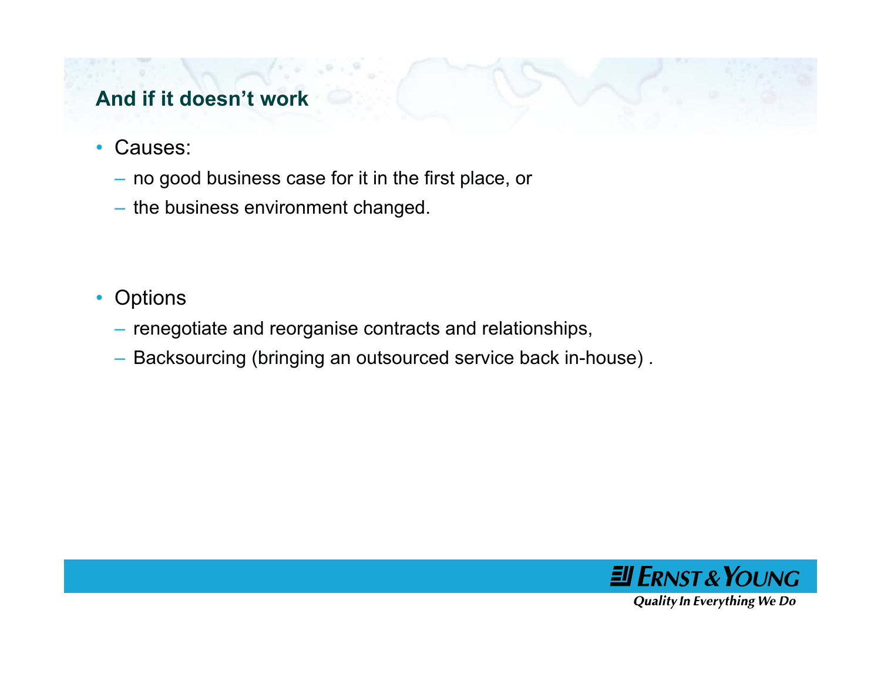## And if it doesn't work

- Causes:
  - no good business case for it in the first place, or
  - the business environment changed.

- Options
  - renegotiate and reorganise contracts and relationships,
  - Backsourcing (bringing an outsourced service back in-house) .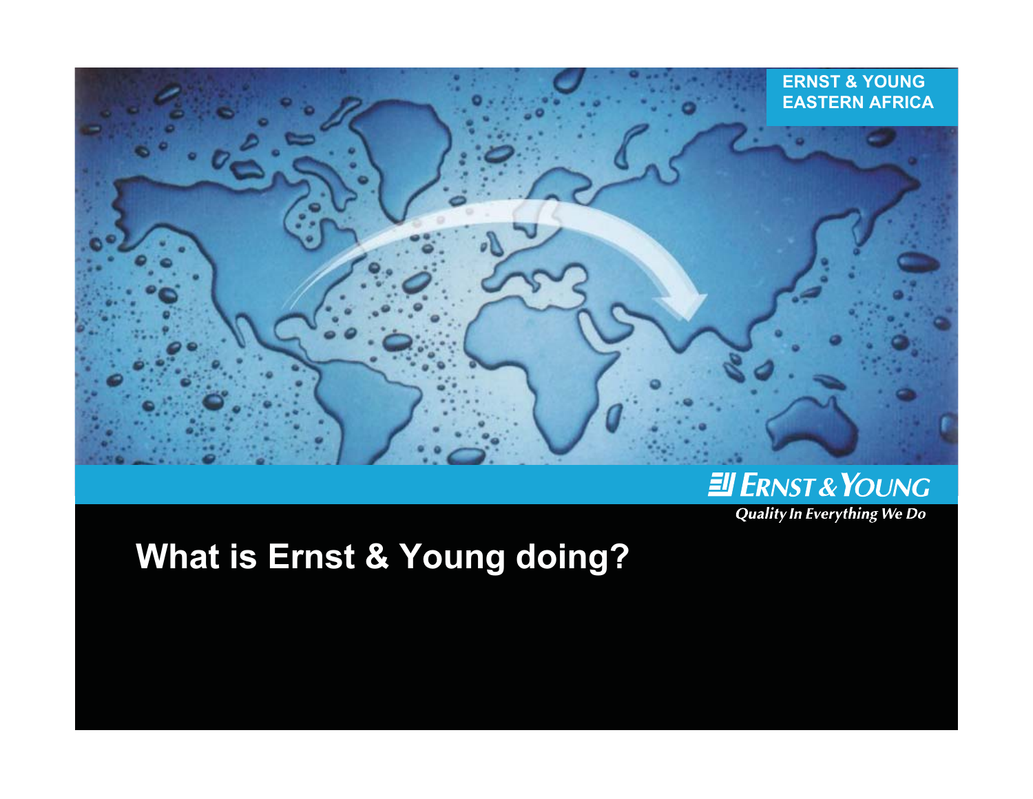ERNST & YOUNG
EASTERN AFRICA

Ernst & Young

*Quality In Everything We Do*

# What is Ernst & Young doing?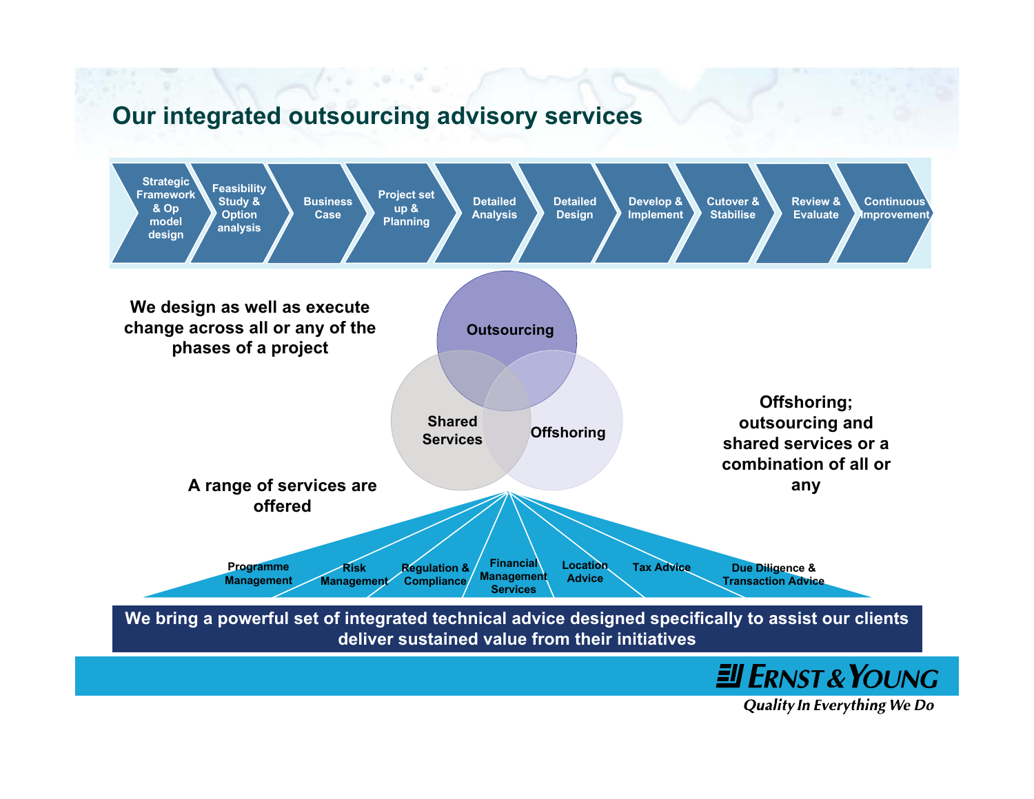# Our integrated outsourcing advisory services

Strategic Framework & Op model design → Feasibility Study & Option analysis → Business Case → Project set up & Planning → Detailed Analysis → Detailed Design → Develop & Implement → Cutover & Stabilise → Review & Evaluate → Continuous Improvement

**We design as well as execute change across all or any of the phases of a project**

Outsourcing

Shared Services

Offshoring

**Offshoring; outsourcing and shared services or a combination of all or any**

**A range of services are offered**

- Programme Management
- Risk Management
- Regulation & Compliance
- Financial Management Services
- Location Advice
- Tax Advice
- Due Diligence & Transaction Advice

**We bring a powerful set of integrated technical advice designed specifically to assist our clients deliver sustained value from their initiatives**

Ernst & Young

*Quality In Everything We Do*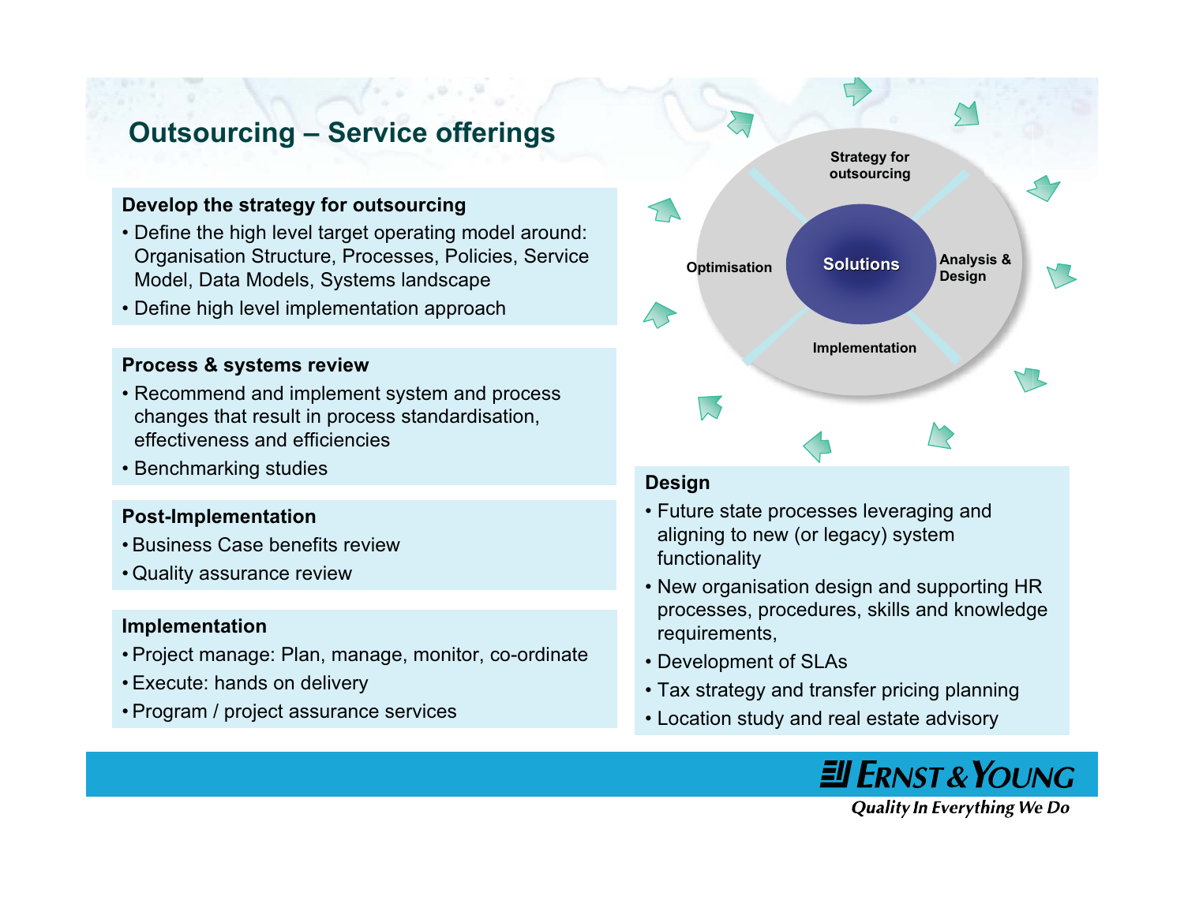# Outsourcing – Service offerings

### Develop the strategy for outsourcing

- Define the high level target operating model around: Organisation Structure, Processes, Policies, Service Model, Data Models, Systems landscape
- Define high level implementation approach

### Process & systems review

- Recommend and implement system and process changes that result in process standardisation, effectiveness and efficiencies
- Benchmarking studies

### Post-Implementation

- Business Case benefits review
- Quality assurance review

### Implementation

- Project manage: Plan, manage, monitor, co-ordinate
- Execute: hands on delivery
- Program / project assurance services

Strategy for outsourcing

Optimisation

Solutions

Analysis & Design

Implementation

### Design

- Future state processes leveraging and aligning to new (or legacy) system functionality
- New organisation design and supporting HR processes, procedures, skills and knowledge requirements,
- Development of SLAs
- Tax strategy and transfer pricing planning
- Location study and real estate advisory

Ernst & Young

*Quality In Everything We Do*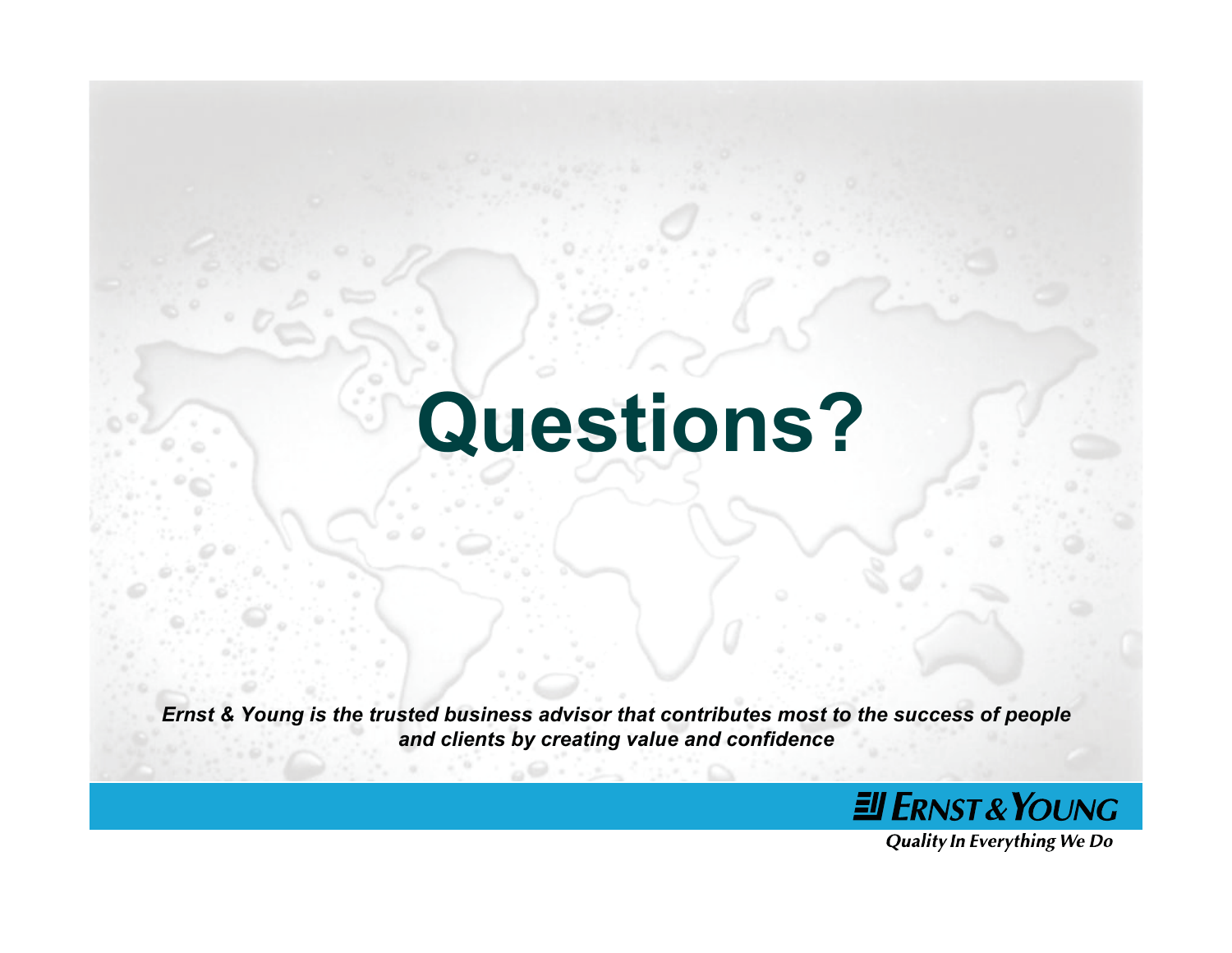# Questions?

***Ernst & Young is the trusted business advisor that contributes most to the success of people and clients by creating value and confidence***

Ernst & Young

*Quality In Everything We Do*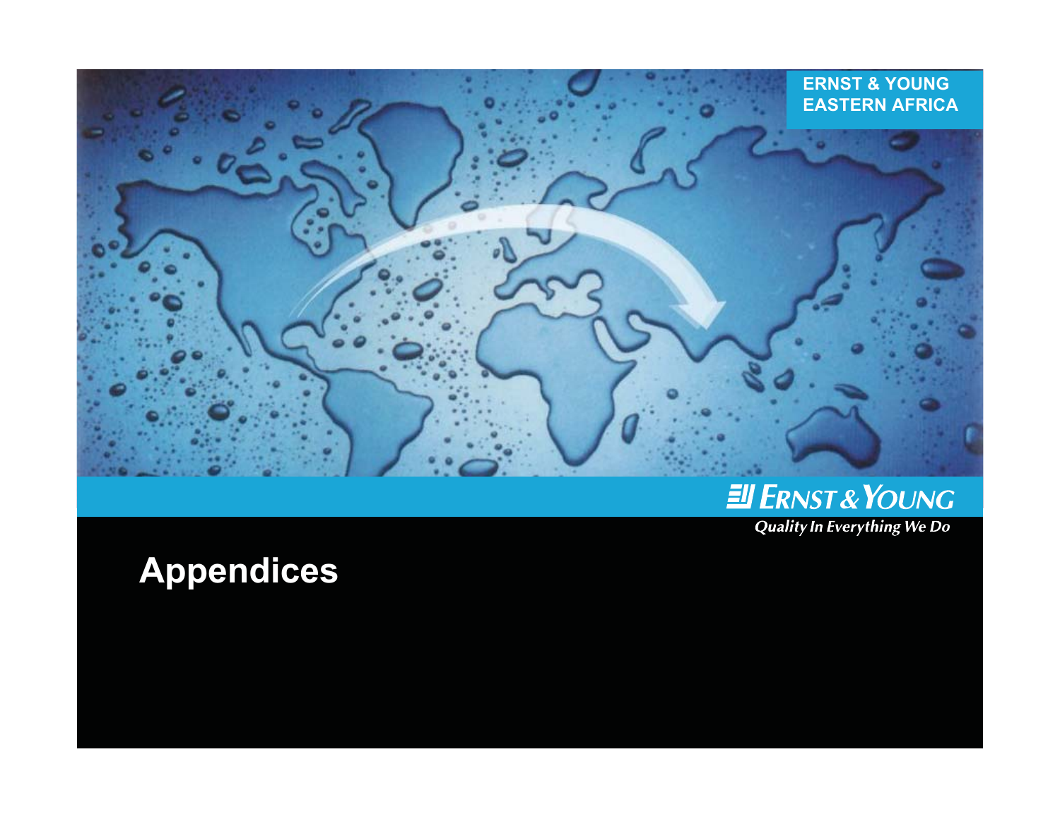ERNST & YOUNG
EASTERN AFRICA

Ernst & Young

*Quality In Everything We Do*

# Appendices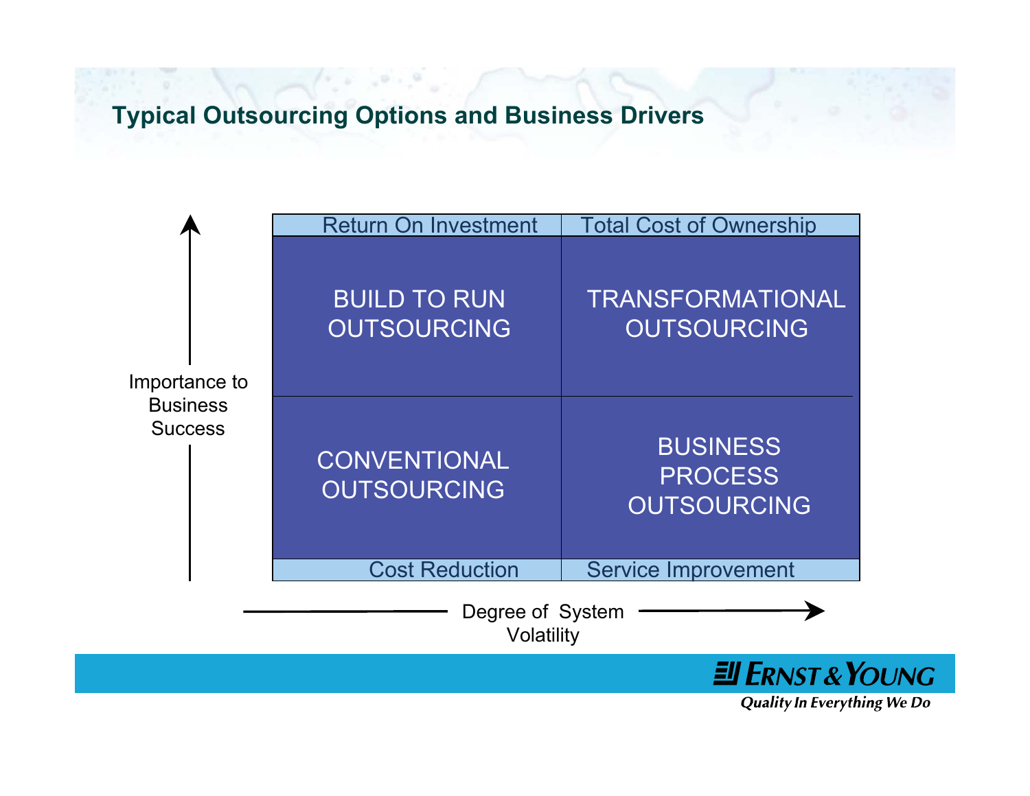## Typical Outsourcing Options and Business Drivers

| Return On Investment | Total Cost of Ownership |
|---|---|
| BUILD TO RUN OUTSOURCING | TRANSFORMATIONAL OUTSOURCING |
| CONVENTIONAL OUTSOURCING | BUSINESS PROCESS OUTSOURCING |
| Cost Reduction | Service Improvement |

Vertical axis: Importance to Business Success

Horizontal axis: Degree of System Volatility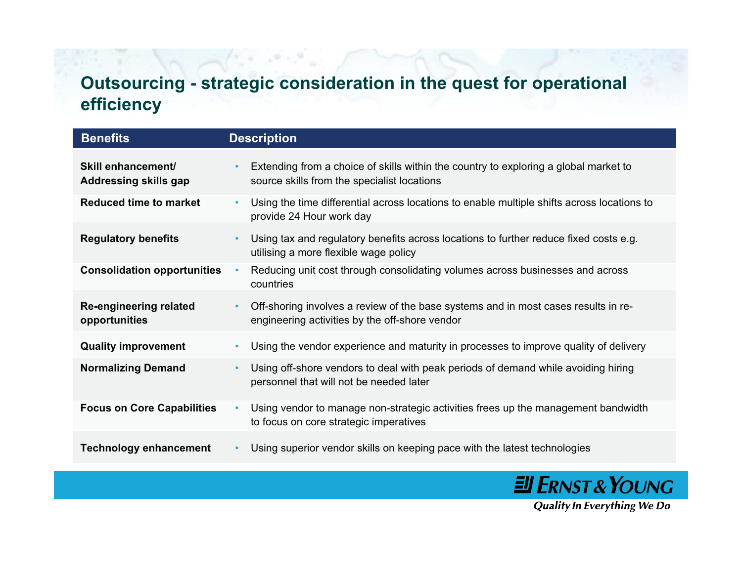## Outsourcing - strategic consideration in the quest for operational efficiency

| Benefits | Description |
|---|---|
| **Skill enhancement/ Addressing skills gap** | • Extending from a choice of skills within the country to exploring a global market to source skills from the specialist locations |
| **Reduced time to market** | • Using the time differential across locations to enable multiple shifts across locations to provide 24 Hour work day |
| **Regulatory benefits** | • Using tax and regulatory benefits across locations to further reduce fixed costs e.g. utilising a more flexible wage policy |
| **Consolidation opportunities** | • Reducing unit cost through consolidating volumes across businesses and across countries |
| **Re-engineering related opportunities** | • Off-shoring involves a review of the base systems and in most cases results in re-engineering activities by the off-shore vendor |
| **Quality improvement** | • Using the vendor experience and maturity in processes to improve quality of delivery |
| **Normalizing Demand** | • Using off-shore vendors to deal with peak periods of demand while avoiding hiring personnel that will not be needed later |
| **Focus on Core Capabilities** | • Using vendor to manage non-strategic activities frees up the management bandwidth to focus on core strategic imperatives |
| **Technology enhancement** | • Using superior vendor skills on keeping pace with the latest technologies |

Ernst & Young
*Quality In Everything We Do*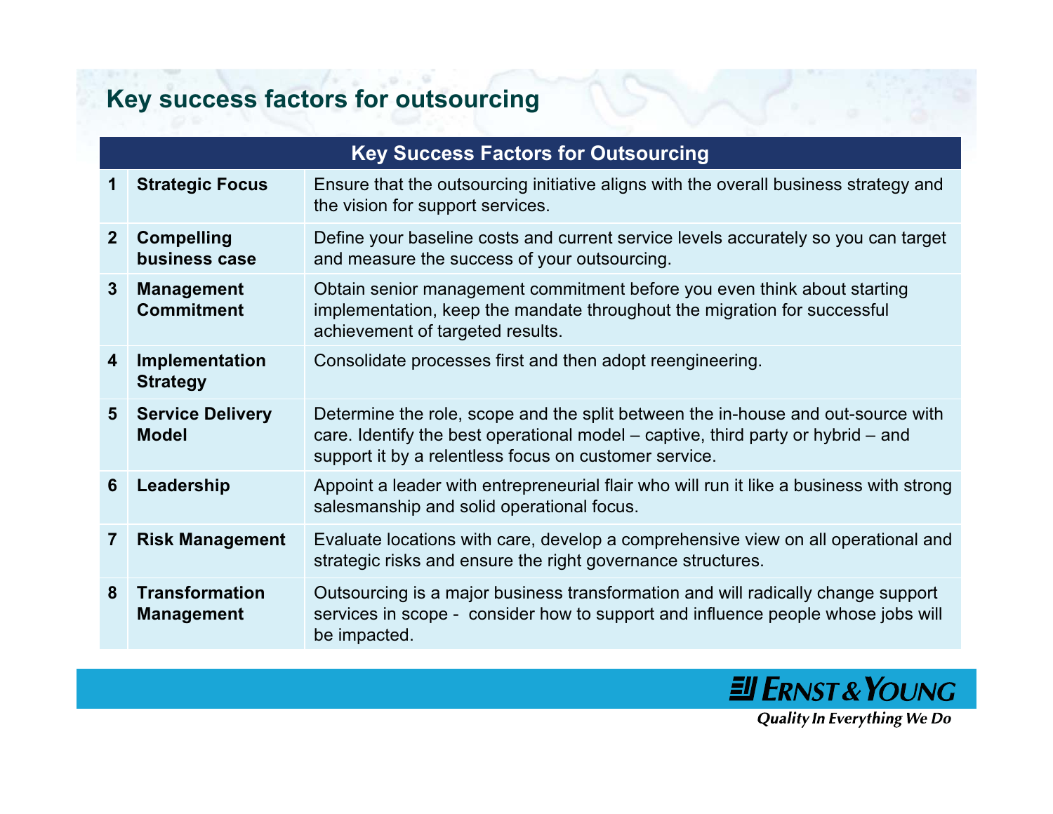# Key success factors for outsourcing

| Key Success Factors for Outsourcing | | |
|---|---|---|
| 1 | **Strategic Focus** | Ensure that the outsourcing initiative aligns with the overall business strategy and the vision for support services. |
| 2 | **Compelling business case** | Define your baseline costs and current service levels accurately so you can target and measure the success of your outsourcing. |
| 3 | **Management Commitment** | Obtain senior management commitment before you even think about starting implementation, keep the mandate throughout the migration for successful achievement of targeted results. |
| 4 | **Implementation Strategy** | Consolidate processes first and then adopt reengineering. |
| 5 | **Service Delivery Model** | Determine the role, scope and the split between the in-house and out-source with care. Identify the best operational model – captive, third party or hybrid – and support it by a relentless focus on customer service. |
| 6 | **Leadership** | Appoint a leader with entrepreneurial flair who will run it like a business with strong salesmanship and solid operational focus. |
| 7 | **Risk Management** | Evaluate locations with care, develop a comprehensive view on all operational and strategic risks and ensure the right governance structures. |
| 8 | **Transformation Management** | Outsourcing is a major business transformation and will radically change support services in scope - consider how to support and influence people whose jobs will be impacted. |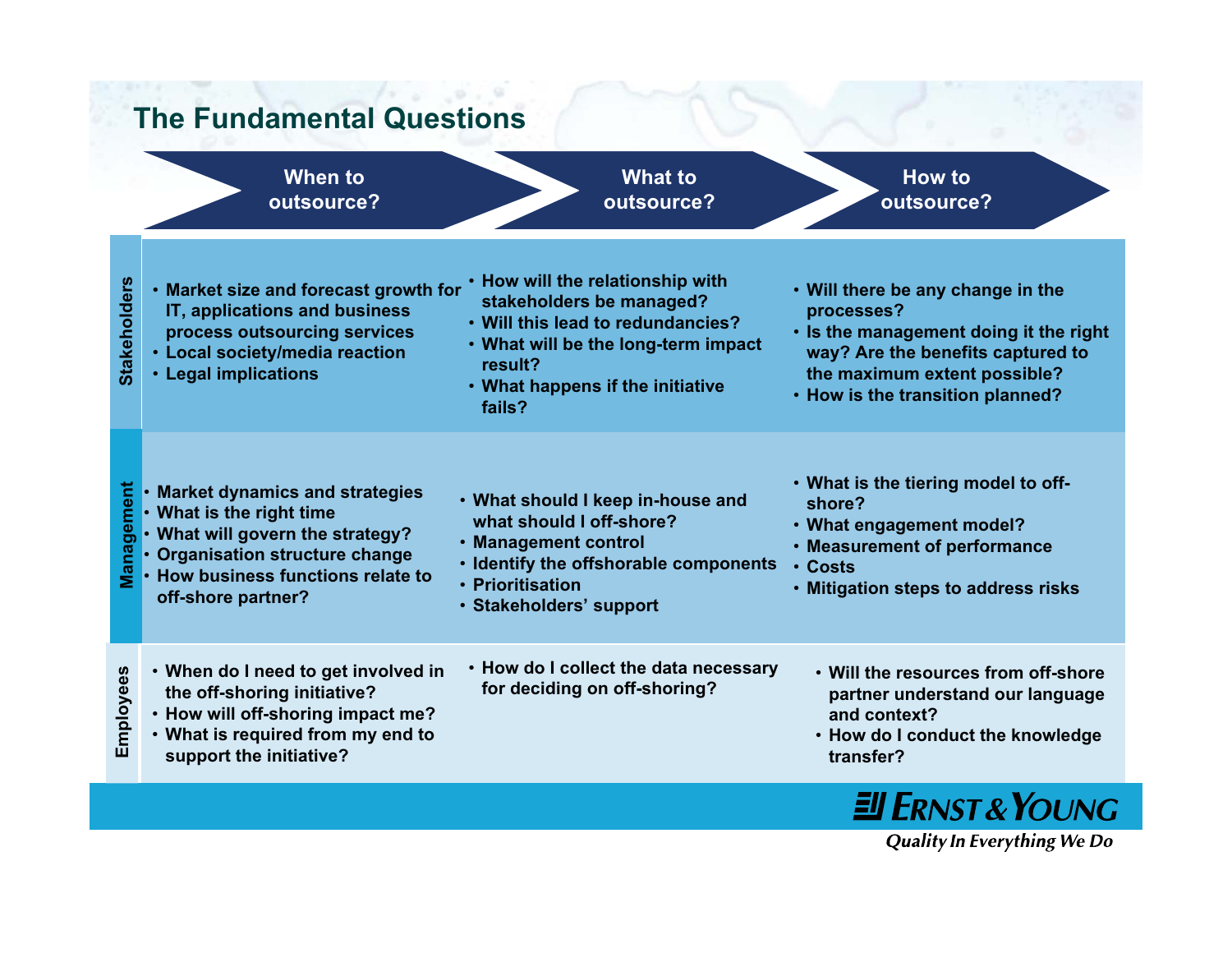## The Fundamental Questions

| | When to outsource? | What to outsource? | How to outsource? |
|---|---|---|---|
| **Stakeholders** | • Market size and forecast growth for IT, applications and business process outsourcing services<br>• Local society/media reaction<br>• Legal implications | • How will the relationship with stakeholders be managed?<br>• Will this lead to redundancies?<br>• What will be the long-term impact result?<br>• What happens if the initiative fails? | • Will there be any change in the processes?<br>• Is the management doing it the right way? Are the benefits captured to the maximum extent possible?<br>• How is the transition planned? |
| **Management** | • Market dynamics and strategies<br>• What is the right time<br>• What will govern the strategy?<br>• Organisation structure change<br>• How business functions relate to off-shore partner? | • What should I keep in-house and what should I off-shore?<br>• Management control<br>• Identify the offshorable components<br>• Prioritisation<br>• Stakeholders' support | • What is the tiering model to off-shore?<br>• What engagement model?<br>• Measurement of performance<br>• Costs<br>• Mitigation steps to address risks |
| **Employees** | • When do I need to get involved in the off-shoring initiative?<br>• How will off-shoring impact me?<br>• What is required from my end to support the initiative? | • How do I collect the data necessary for deciding on off-shoring? | • Will the resources from off-shore partner understand our language and context?<br>• How do I conduct the knowledge transfer? |

ERNST & YOUNG

*Quality In Everything We Do*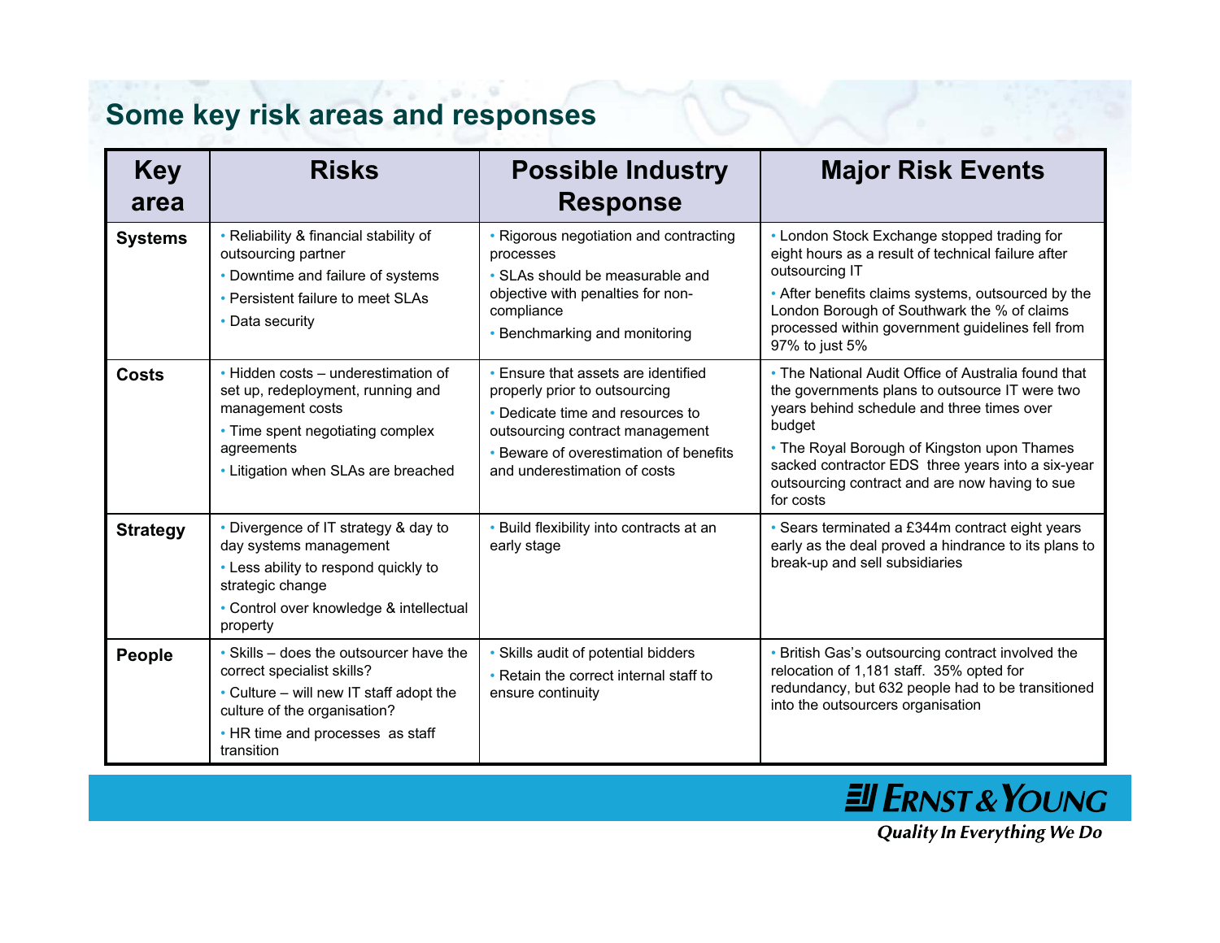## Some key risk areas and responses

| Key area | Risks | Possible Industry Response | Major Risk Events |
|---|---|---|---|
| **Systems** | • Reliability & financial stability of outsourcing partner<br>• Downtime and failure of systems<br>• Persistent failure to meet SLAs<br>• Data security | • Rigorous negotiation and contracting processes<br>• SLAs should be measurable and objective with penalties for non-compliance<br>• Benchmarking and monitoring | • London Stock Exchange stopped trading for eight hours as a result of technical failure after outsourcing IT<br>• After benefits claims systems, outsourced by the London Borough of Southwark the % of claims processed within government guidelines fell from 97% to just 5% |
| **Costs** | • Hidden costs – underestimation of set up, redeployment, running and management costs<br>• Time spent negotiating complex agreements<br>• Litigation when SLAs are breached | • Ensure that assets are identified properly prior to outsourcing<br>• Dedicate time and resources to outsourcing contract management<br>• Beware of overestimation of benefits and underestimation of costs | • The National Audit Office of Australia found that the governments plans to outsource IT were two years behind schedule and three times over budget<br>• The Royal Borough of Kingston upon Thames sacked contractor EDS three years into a six-year outsourcing contract and are now having to sue for costs |
| **Strategy** | • Divergence of IT strategy & day to day systems management<br>• Less ability to respond quickly to strategic change<br>• Control over knowledge & intellectual property | • Build flexibility into contracts at an early stage | • Sears terminated a £344m contract eight years early as the deal proved a hindrance to its plans to break-up and sell subsidiaries |
| **People** | • Skills – does the outsourcer have the correct specialist skills?<br>• Culture – will new IT staff adopt the culture of the organisation?<br>• HR time and processes as staff transition | • Skills audit of potential bidders<br>• Retain the correct internal staff to ensure continuity | • British Gas's outsourcing contract involved the relocation of 1,181 staff. 35% opted for redundancy, but 632 people had to be transitioned into the outsourcers organisation |

ERNST & YOUNG
*Quality In Everything We Do*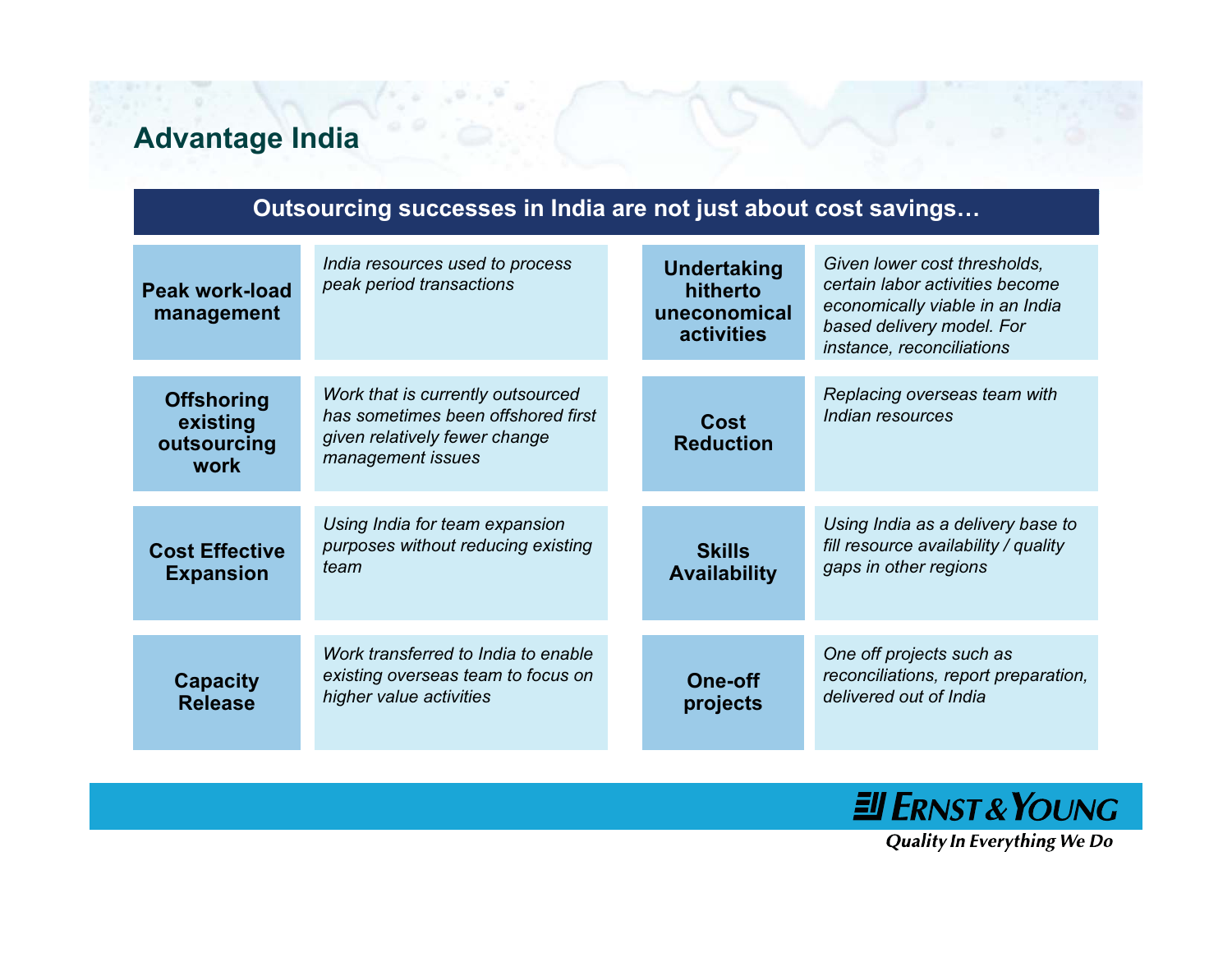## Advantage India

**Outsourcing successes in India are not just about cost savings…**

| | |
|---|---|
| **Peak work-load management** | *India resources used to process peak period transactions* |
| **Offshoring existing outsourcing work** | *Work that is currently outsourced has sometimes been offshored first given relatively fewer change management issues* |
| **Cost Effective Expansion** | *Using India for team expansion purposes without reducing existing team* |
| **Capacity Release** | *Work transferred to India to enable existing overseas team to focus on higher value activities* |
| **Undertaking hitherto uneconomical activities** | *Given lower cost thresholds, certain labor activities become economically viable in an India based delivery model. For instance, reconciliations* |
| **Cost Reduction** | *Replacing overseas team with Indian resources* |
| **Skills Availability** | *Using India as a delivery base to fill resource availability / quality gaps in other regions* |
| **One-off projects** | *One off projects such as reconciliations, report preparation, delivered out of India* |

Ernst & Young
*Quality In Everything We Do*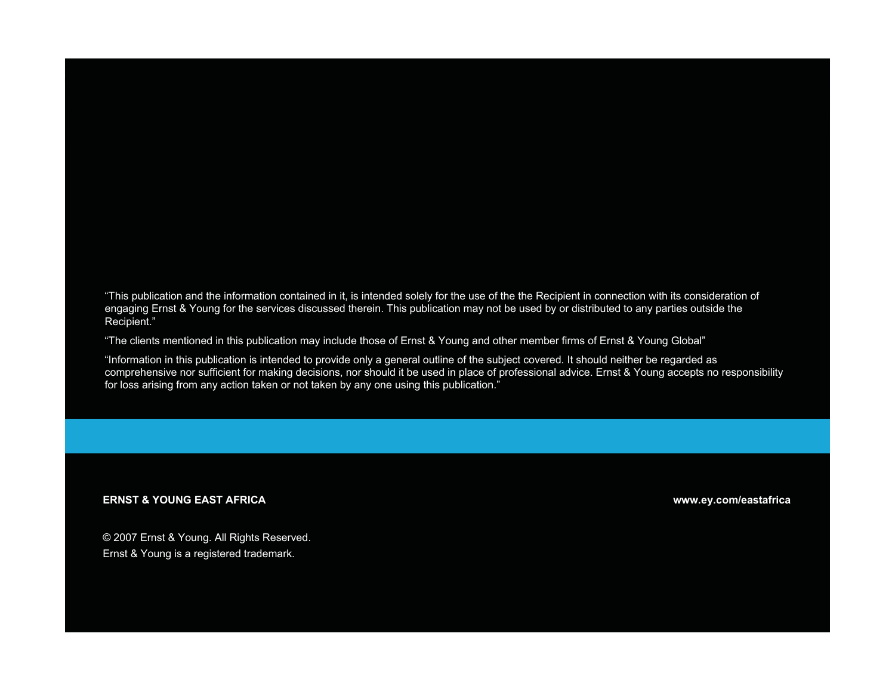“This publication and the information contained in it, is intended solely for the use of the the Recipient in connection with its consideration of engaging Ernst & Young for the services discussed therein. This publication may not be used by or distributed to any parties outside the Recipient.”

“The clients mentioned in this publication may include those of Ernst & Young and other member firms of Ernst & Young Global”

“Information in this publication is intended to provide only a general outline of the subject covered. It should neither be regarded as comprehensive nor sufficient for making decisions, nor should it be used in place of professional advice. Ernst & Young accepts no responsibility for loss arising from any action taken or not taken by any one using this publication.”

**ERNST & YOUNG EAST AFRICA**

**www.ey.com/eastafrica**

© 2007 Ernst & Young. All Rights Reserved.

Ernst & Young is a registered trademark.